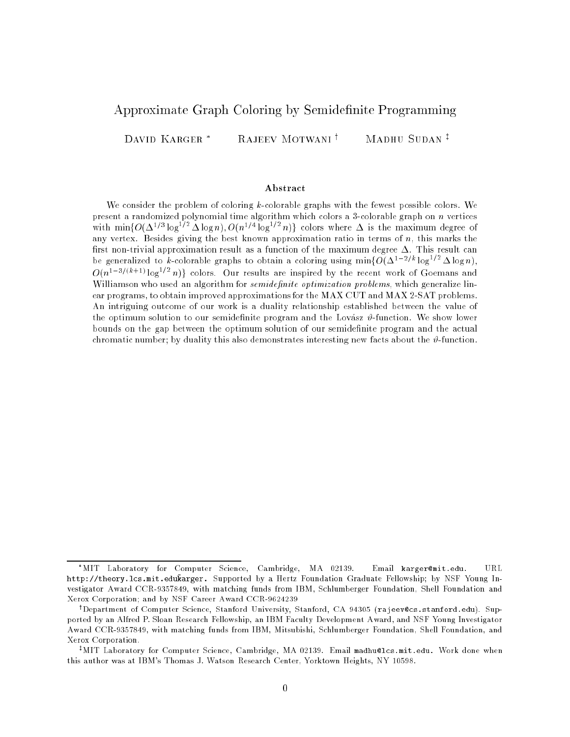# Approximate Graph Coloring by Semidefinite Programming

David Karger [*] Rajeev Motwani [†] Madhu Sudan [‡]

## Abstract

We consider the problem of coloring $k$-colorable graphs with the fewest possible colors. We present a randomized polynomial time algorithm which colors a 3-colorable graph on $n$ vertices with $\min\{O(\Delta^{1/3}\log^{1/2}\Delta\log n), O(n^{1/4}\log^{1/2} n)\}$ colors where $\Delta$ is the maximum degree of any vertex. Besides giving the best known approximation ratio in terms of $n$, this marks the first non-trivial approximation result as a function of the maximum degree $\Delta$. This result can be generalized to $k$-colorable graphs to obtain a coloring using $\min\{O(\Delta^{1-2/k}\log^{1/2}\Delta\log n), O(n^{1-3/(k+1)}\log^{1/2} n)\}$ colors. Our results are inspired by the recent work of Goemans and Williamson who used an algorithm for *semidefinite optimization problems*, which generalize linear programs, to obtain improved approximations for the MAX CUT and MAX 2-SAT problems. An intriguing outcome of our work is a duality relationship established between the value of the optimum solution to our semidefinite program and the Lovász $\vartheta$-function. We show lower bounds on the gap between the optimum solution of our semidefinite program and the actual chromatic number; by duality this also demonstrates interesting new facts about the $\vartheta$-function.

---

[*] MIT Laboratory for Computer Science, Cambridge, MA 02139. Email karger@mit.edu. URL http://theory.lcs.mit.edu~karger. Supported by a Hertz Foundation Graduate Fellowship; by NSF Young Investigator Award CCR-9357849, with matching funds from IBM, Schlumberger Foundation, Shell Foundation and Xerox Corporation; and by NSF Career Award CCR-9624239

[†] Department of Computer Science, Stanford University, Stanford, CA 94305 (rajeev@cs.stanford.edu). Supported by an Alfred P. Sloan Research Fellowship, an IBM Faculty Development Award, and NSF Young Investigator Award CCR-9357849, with matching funds from IBM, Mitsubishi, Schlumberger Foundation, Shell Foundation, and Xerox Corporation.

[‡] MIT Laboratory for Computer Science, Cambridge, MA 02139. Email madhu@lcs.mit.edu. Work done when this author was at IBM's Thomas J. Watson Research Center, Yorktown Heights, NY 10598.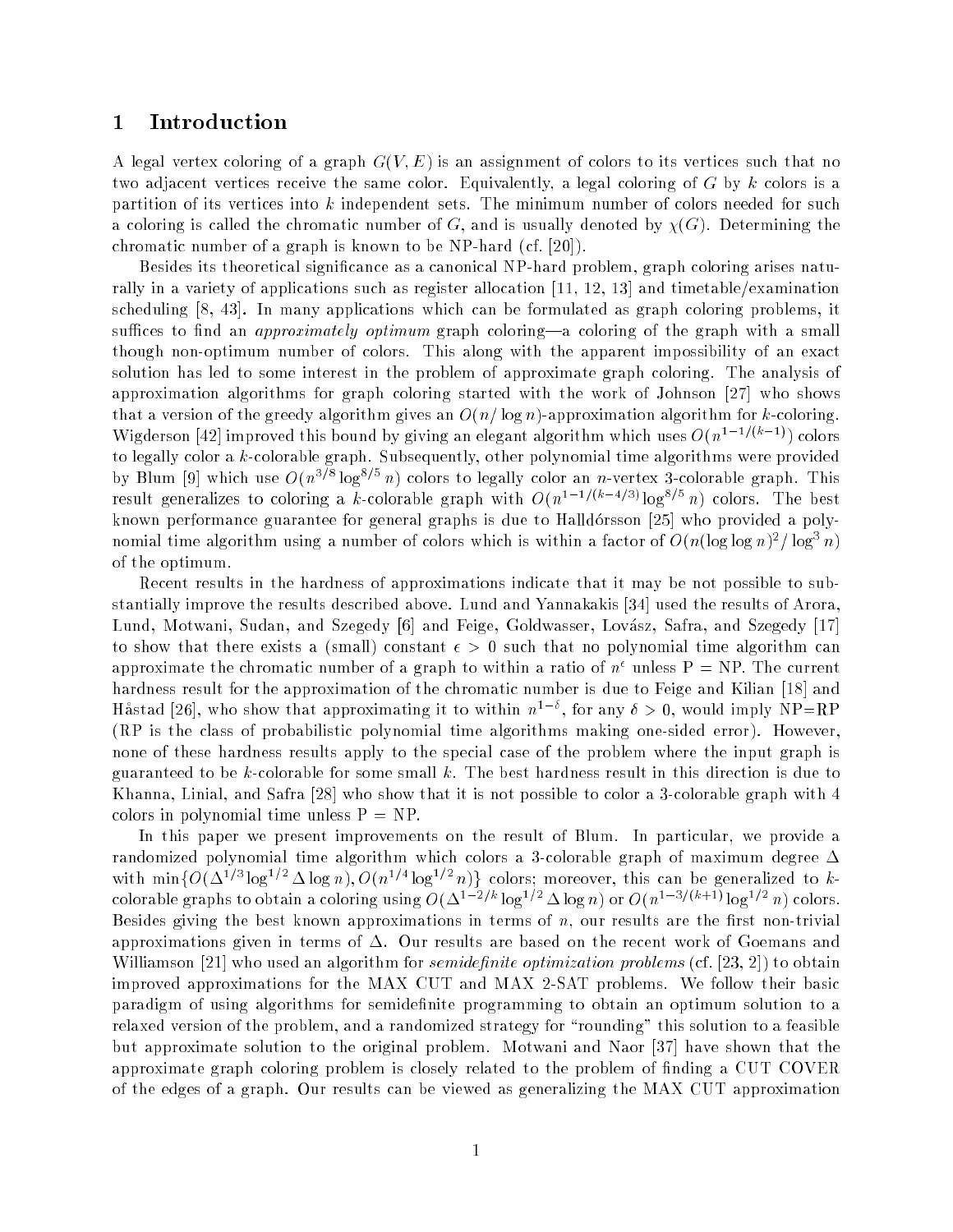# 1 Introduction

A legal vertex coloring of a graph $G(V, E)$ is an assignment of colors to its vertices such that no two adjacent vertices receive the same color. Equivalently, a legal coloring of $G$ by $k$ colors is a partition of its vertices into $k$ independent sets. The minimum number of colors needed for such a coloring is called the chromatic number of $G$, and is usually denoted by $\chi(G)$. Determining the chromatic number of a graph is known to be NP-hard (cf. [20]).

Besides its theoretical significance as a canonical NP-hard problem, graph coloring arises naturally in a variety of applications such as register allocation [11, 12, 13] and timetable/examination scheduling [8, 43]. In many applications which can be formulated as graph coloring problems, it suffices to find an *approximately optimum* graph coloring—a coloring of the graph with a small though non-optimum number of colors. This along with the apparent impossibility of an exact solution has led to some interest in the problem of approximate graph coloring. The analysis of approximation algorithms for graph coloring started with the work of Johnson [27] who shows that a version of the greedy algorithm gives an $O(n/\log n)$-approximation algorithm for $k$-coloring. Wigderson [42] improved this bound by giving an elegant algorithm which uses $O(n^{1-1/(k-1)})$ colors to legally color a $k$-colorable graph. Subsequently, other polynomial time algorithms were provided by Blum [9] which use $O(n^{3/8}\log^{8/5} n)$ colors to legally color an $n$-vertex 3-colorable graph. This result generalizes to coloring a $k$-colorable graph with $O(n^{1-1/(k-4/3)}\log^{8/5} n)$ colors. The best known performance guarantee for general graphs is due to Halldórsson [25] who provided a polynomial time algorithm using a number of colors which is within a factor of $O(n(\log\log n)^2/\log^3 n)$ of the optimum.

Recent results in the hardness of approximations indicate that it may be not possible to substantially improve the results described above. Lund and Yannakakis [34] used the results of Arora, Lund, Motwani, Sudan, and Szegedy [6] and Feige, Goldwasser, Lovász, Safra, and Szegedy [17] to show that there exists a (small) constant $\epsilon > 0$ such that no polynomial time algorithm can approximate the chromatic number of a graph to within a ratio of $n^{\epsilon}$ unless P = NP. The current hardness result for the approximation of the chromatic number is due to Feige and Kilian [18] and Håstad [26], who show that approximating it to within $n^{1-\delta}$, for any $\delta > 0$, would imply NP=RP (RP is the class of probabilistic polynomial time algorithms making one-sided error). However, none of these hardness results apply to the special case of the problem where the input graph is guaranteed to be $k$-colorable for some small $k$. The best hardness result in this direction is due to Khanna, Linial, and Safra [28] who show that it is not possible to color a 3-colorable graph with 4 colors in polynomial time unless P = NP.

In this paper we present improvements on the result of Blum. In particular, we provide a randomized polynomial time algorithm which colors a 3-colorable graph of maximum degree $\Delta$ with $\min\{O(\Delta^{1/3}\log^{1/2}\Delta\log n), O(n^{1/4}\log^{1/2} n)\}$ colors; moreover, this can be generalized to $k$-colorable graphs to obtain a coloring using $O(\Delta^{1-2/k}\log^{1/2}\Delta\log n)$ or $O(n^{1-3/(k+1)}\log^{1/2} n)$ colors. Besides giving the best known approximations in terms of $n$, our results are the first non-trivial approximations given in terms of $\Delta$. Our results are based on the recent work of Goemans and Williamson [21] who used an algorithm for *semidefinite optimization problems* (cf. [23, 2]) to obtain improved approximations for the MAX CUT and MAX 2-SAT problems. We follow their basic paradigm of using algorithms for semidefinite programming to obtain an optimum solution to a relaxed version of the problem, and a randomized strategy for "rounding" this solution to a feasible but approximate solution to the original problem. Motwani and Naor [37] have shown that the approximate graph coloring problem is closely related to the problem of finding a CUT COVER of the edges of a graph. Our results can be viewed as generalizing the MAX CUT approximation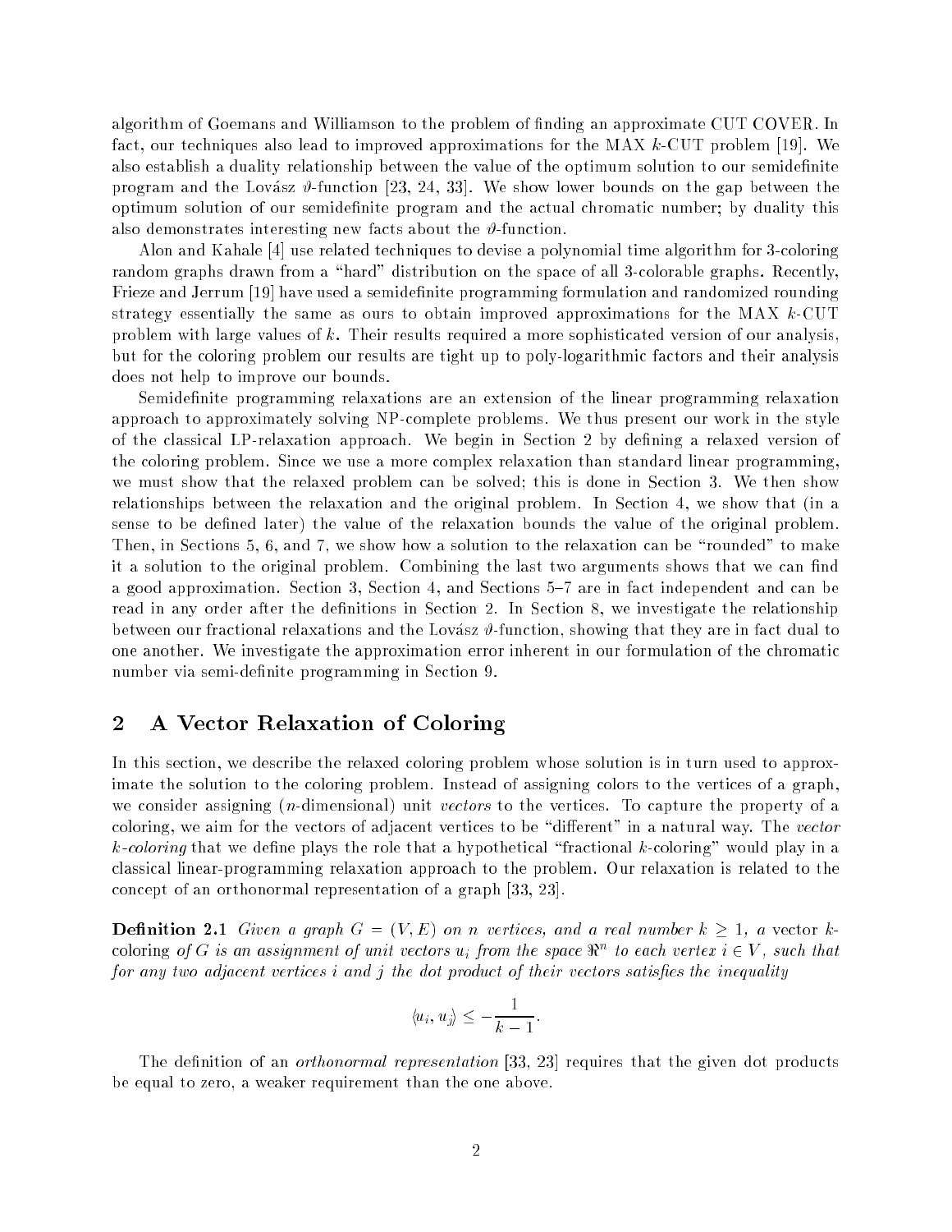algorithm of Goemans and Williamson to the problem of finding an approximate CUT COVER. In fact, our techniques also lead to improved approximations for the MAX $k$-CUT problem [19]. We also establish a duality relationship between the value of the optimum solution to our semidefinite program and the Lovász $\vartheta$-function [23, 24, 33]. We show lower bounds on the gap between the optimum solution of our semidefinite program and the actual chromatic number; by duality this also demonstrates interesting new facts about the $\vartheta$-function.

Alon and Kahale [4] use related techniques to devise a polynomial time algorithm for 3-coloring random graphs drawn from a "hard" distribution on the space of all 3-colorable graphs. Recently, Frieze and Jerrum [19] have used a semidefinite programming formulation and randomized rounding strategy essentially the same as ours to obtain improved approximations for the MAX $k$-CUT problem with large values of $k$. Their results required a more sophisticated version of our analysis, but for the coloring problem our results are tight up to poly-logarithmic factors and their analysis does not help to improve our bounds.

Semidefinite programming relaxations are an extension of the linear programming relaxation approach to approximately solving NP-complete problems. We thus present our work in the style of the classical LP-relaxation approach. We begin in Section 2 by defining a relaxed version of the coloring problem. Since we use a more complex relaxation than standard linear programming, we must show that the relaxed problem can be solved; this is done in Section 3. We then show relationships between the relaxation and the original problem. In Section 4, we show that (in a sense to be defined later) the value of the relaxation bounds the value of the original problem. Then, in Sections 5, 6, and 7, we show how a solution to the relaxation can be "rounded" to make it a solution to the original problem. Combining the last two arguments shows that we can find a good approximation. Section 3, Section 4, and Sections 5–7 are in fact independent and can be read in any order after the definitions in Section 2. In Section 8, we investigate the relationship between our fractional relaxations and the Lovász $\vartheta$-function, showing that they are in fact dual to one another. We investigate the approximation error inherent in our formulation of the chromatic number via semi-definite programming in Section 9.

## 2 A Vector Relaxation of Coloring

In this section, we describe the relaxed coloring problem whose solution is in turn used to approximate the solution to the coloring problem. Instead of assigning colors to the vertices of a graph, we consider assigning ($n$-dimensional) unit *vectors* to the vertices. To capture the property of a coloring, we aim for the vectors of adjacent vertices to be "different" in a natural way. The *vector $k$-coloring* that we define plays the role that a hypothetical "fractional $k$-coloring" would play in a classical linear-programming relaxation approach to the problem. Our relaxation is related to the concept of an orthonormal representation of a graph [33, 23].

**Definition 2.1** *Given a graph $G = (V, E)$ on $n$ vertices, and a real number $k \geq 1$, a* vector $k$-coloring *of $G$ is an assignment of unit vectors $u_i$ from the space $\Re^n$ to each vertex $i \in V$, such that for any two adjacent vertices $i$ and $j$ the dot product of their vectors satisfies the inequality*

$$\langle u_i, u_j \rangle \leq -\frac{1}{k-1}.$$

The definition of an *orthonormal representation* [33, 23] requires that the given dot products be equal to zero, a weaker requirement than the one above.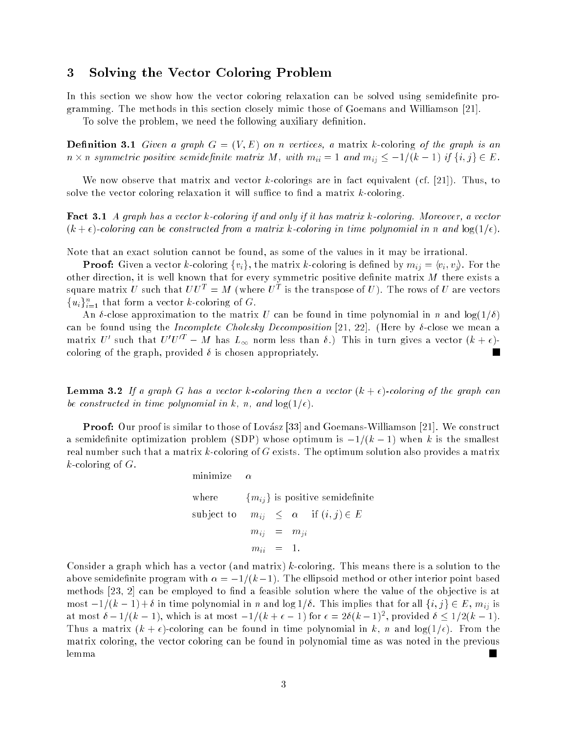## 3 Solving the Vector Coloring Problem

In this section we show how the vector coloring relaxation can be solved using semidefinite programming. The methods in this section closely mimic those of Goemans and Williamson [21].

To solve the problem, we need the following auxiliary definition.

**Definition 3.1** *Given a graph $G = (V, E)$ on $n$ vertices, a* matrix $k$-coloring *of the graph is an $n \times n$ symmetric positive semidefinite matrix $M$, with $m_{ii} = 1$ and $m_{ij} \leq -1/(k-1)$ if $\{i, j\} \in E$.*

We now observe that matrix and vector $k$-colorings are in fact equivalent (cf. [21]). Thus, to solve the vector coloring relaxation it will suffice to find a matrix $k$-coloring.

**Fact 3.1** *A graph has a vector $k$-coloring if and only if it has matrix $k$-coloring. Moreover, a vector $(k + \epsilon)$-coloring can be constructed from a matrix $k$-coloring in time polynomial in $n$ and $\log(1/\epsilon)$.*

Note that an exact solution cannot be found, as some of the values in it may be irrational.

**Proof:** Given a vector $k$-coloring $\{v_i\}$, the matrix $k$-coloring is defined by $m_{ij} = \langle v_i, v_j \rangle$. For the other direction, it is well known that for every symmetric positive definite matrix $M$ there exists a square matrix $U$ such that $UU^T = M$ (where $U^T$ is the transpose of $U$). The rows of $U$ are vectors $\{u_i\}_{i=1}^n$ that form a vector $k$-coloring of $G$.

An $\delta$-close approximation to the matrix $U$ can be found in time polynomial in $n$ and $\log(1/\delta)$ can be found using the *Incomplete Cholesky Decomposition* [21, 22]. (Here by $\delta$-close we mean a matrix $U'$ such that $U'U'^T - M$ has $L_\infty$ norm less than $\delta$.) This in turn gives a vector $(k + \epsilon)$-coloring of the graph, provided $\delta$ is chosen appropriately. ∎

**Lemma 3.2** *If a graph $G$ has a vector $k$-coloring then a vector $(k + \epsilon)$-coloring of the graph can be constructed in time polynomial in $k$, $n$, and $\log(1/\epsilon)$.*

**Proof:** Our proof is similar to those of Lovász [33] and Goemans-Williamson [21]. We construct a semidefinite optimization problem (SDP) whose optimum is $-1/(k-1)$ when $k$ is the smallest real number such that a matrix $k$-coloring of $G$ exists. The optimum solution also provides a matrix $k$-coloring of $G$.

$$
\begin{array}{lll}
\text{minimize} & \alpha & \\
\text{where} & \{m_{ij}\} \text{ is positive semidefinite} & \\
\text{subject to} & m_{ij} \leq \alpha & \text{if } (i,j) \in E \\
& m_{ij} = m_{ji} & \\
& m_{ii} = 1. &
\end{array}
$$

Consider a graph which has a vector (and matrix) $k$-coloring. This means there is a solution to the above semidefinite program with $\alpha = -1/(k-1)$. The ellipsoid method or other interior point based methods [23, 2] can be employed to find a feasible solution where the value of the objective is at most $-1/(k-1) + \delta$ in time polynomial in $n$ and $\log 1/\delta$. This implies that for all $\{i, j\} \in E$, $m_{ij}$ is at most $\delta - 1/(k-1)$, which is at most $-1/(k + \epsilon - 1)$ for $\epsilon = 2\delta(k-1)^2$, provided $\delta \leq 1/2(k-1)$. Thus a matrix $(k + \epsilon)$-coloring can be found in time polynomial in $k$, $n$ and $\log(1/\epsilon)$. From the matrix coloring, the vector coloring can be found in polynomial time as was noted in the previous lemma ∎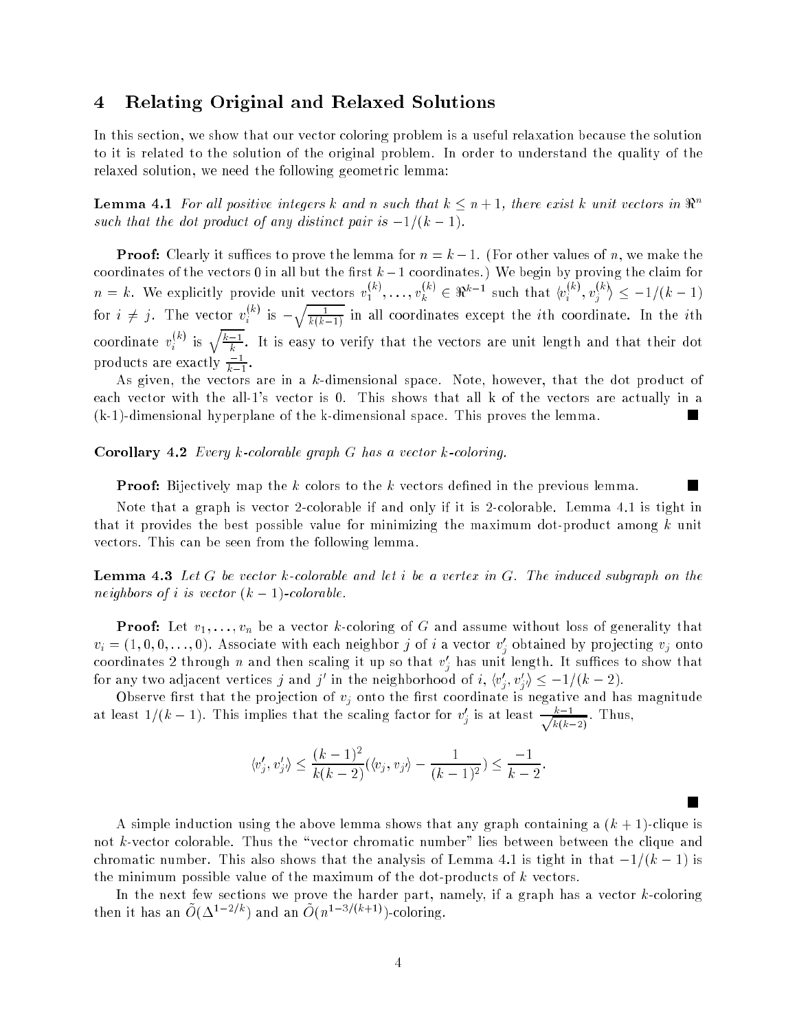## 4 Relating Original and Relaxed Solutions

In this section, we show that our vector coloring problem is a useful relaxation because the solution to it is related to the solution of the original problem. In order to understand the quality of the relaxed solution, we need the following geometric lemma:

**Lemma 4.1** *For all positive integers $k$ and $n$ such that $k \leq n+1$, there exist $k$ unit vectors in $\Re^n$ such that the dot product of any distinct pair is $-1/(k-1)$.*

**Proof:** Clearly it suffices to prove the lemma for $n = k-1$. (For other values of $n$, we make the coordinates of the vectors 0 in all but the first $k-1$ coordinates.) We begin by proving the claim for $n = k$. We explicitly provide unit vectors $v_1^{(k)}, \ldots, v_k^{(k)} \in \Re^{k-1}$ such that $\langle v_i^{(k)}, v_j^{(k)} \rangle \leq -1/(k-1)$ for $i \neq j$. The vector $v_i^{(k)}$ is $-\sqrt{\frac{1}{k(k-1)}}$ in all coordinates except the $i$th coordinate. In the $i$th coordinate $v_i^{(k)}$ is $\sqrt{\frac{k-1}{k}}$. It is easy to verify that the vectors are unit length and that their dot products are exactly $\frac{-1}{k-1}$.

As given, the vectors are in a $k$-dimensional space. Note, however, that the dot product of each vector with the all-1's vector is 0. This shows that all k of the vectors are actually in a (k-1)-dimensional hyperplane of the k-dimensional space. This proves the lemma. ∎

**Corollary 4.2** *Every $k$-colorable graph $G$ has a vector $k$-coloring.*

**Proof:** Bijectively map the $k$ colors to the $k$ vectors defined in the previous lemma. ∎

Note that a graph is vector 2-colorable if and only if it is 2-colorable. Lemma 4.1 is tight in that it provides the best possible value for minimizing the maximum dot-product among $k$ unit vectors. This can be seen from the following lemma.

**Lemma 4.3** *Let $G$ be vector $k$-colorable and let $i$ be a vertex in $G$. The induced subgraph on the neighbors of $i$ is vector $(k-1)$-colorable.*

**Proof:** Let $v_1, \ldots, v_n$ be a vector $k$-coloring of $G$ and assume without loss of generality that $v_i = (1, 0, 0, \ldots, 0)$. Associate with each neighbor $j$ of $i$ a vector $v'_j$ obtained by projecting $v_j$ onto coordinates 2 through $n$ and then scaling it up so that $v'_j$ has unit length. It suffices to show that for any two adjacent vertices $j$ and $j'$ in the neighborhood of $i$, $\langle v'_j, v'_{j'} \rangle \leq -1/(k-2)$.

Observe first that the projection of $v_j$ onto the first coordinate is negative and has magnitude at least $1/(k-1)$. This implies that the scaling factor for $v'_j$ is at least $\frac{k-1}{\sqrt{k(k-2)}}$. Thus,

$$\langle v'_j, v'_{j'} \rangle \leq \frac{(k-1)^2}{k(k-2)} (\langle v_j, v_{j'} \rangle - \frac{1}{(k-1)^2}) \leq \frac{-1}{k-2}.$$

∎

A simple induction using the above lemma shows that any graph containing a $(k+1)$-clique is not $k$-vector colorable. Thus the "vector chromatic number" lies between between the clique and chromatic number. This also shows that the analysis of Lemma 4.1 is tight in that $-1/(k-1)$ is the minimum possible value of the maximum of the dot-products of $k$ vectors.

In the next few sections we prove the harder part, namely, if a graph has a vector $k$-coloring then it has an $\tilde{O}(\Delta^{1-2/k})$ and an $\tilde{O}(n^{1-3/(k+1)})$-coloring.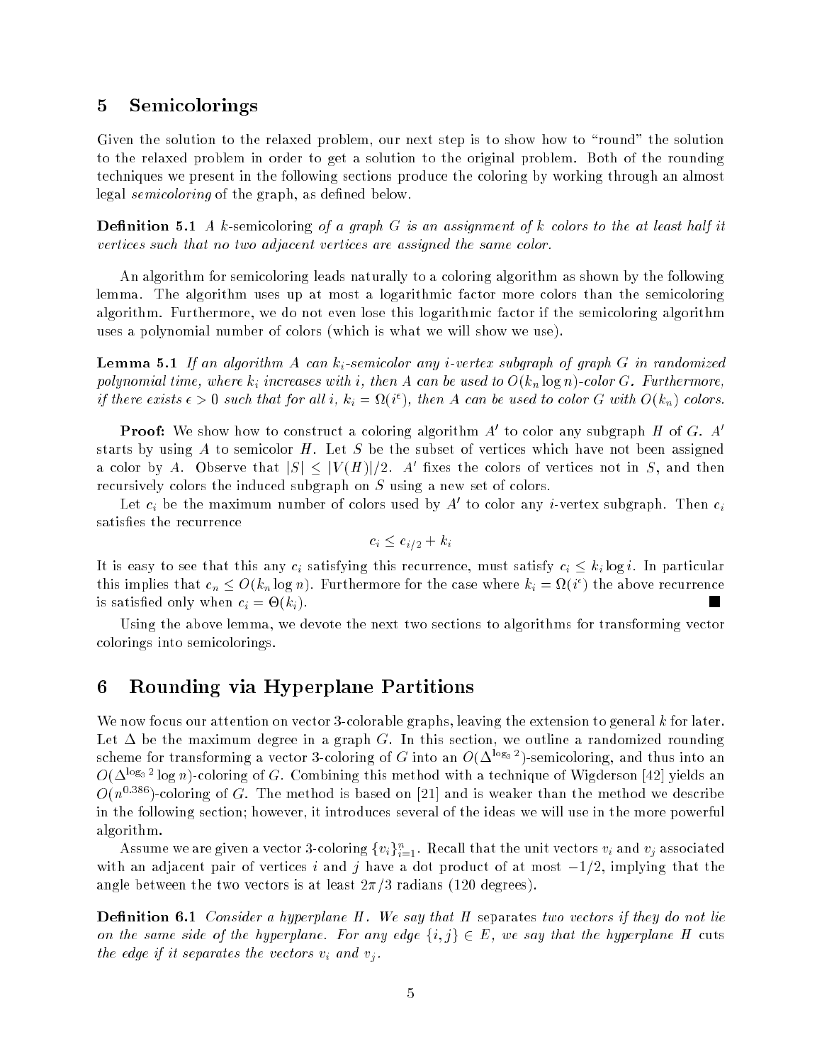## 5 Semicolorings

Given the solution to the relaxed problem, our next step is to show how to "round" the solution to the relaxed problem in order to get a solution to the original problem. Both of the rounding techniques we present in the following sections produce the coloring by working through an almost legal *semicoloring* of the graph, as defined below.

**Definition 5.1** *A k-*semicoloring *of a graph G is an assignment of k colors to the at least half it vertices such that no two adjacent vertices are assigned the same color.*

An algorithm for semicoloring leads naturally to a coloring algorithm as shown by the following lemma. The algorithm uses up at most a logarithmic factor more colors than the semicoloring algorithm. Furthermore, we do not even lose this logarithmic factor if the semicoloring algorithm uses a polynomial number of colors (which is what we will show we use).

**Lemma 5.1** *If an algorithm A can $k_i$-semicolor any i-vertex subgraph of graph G in randomized polynomial time, where $k_i$ increases with i, then A can be used to $O(k_n \log n)$-color G. Furthermore, if there exists $\epsilon > 0$ such that for all i, $k_i = \Omega(i^\epsilon)$, then A can be used to color G with $O(k_n)$ colors.*

**Proof:** We show how to construct a coloring algorithm $A'$ to color any subgraph $H$ of $G$. $A'$ starts by using $A$ to semicolor $H$. Let $S$ be the subset of vertices which have not been assigned a color by $A$. Observe that $|S| \leq |V(H)|/2$. $A'$ fixes the colors of vertices not in $S$, and then recursively colors the induced subgraph on $S$ using a new set of colors.

Let $c_i$ be the maximum number of colors used by $A'$ to color any $i$-vertex subgraph. Then $c_i$ satisfies the recurrence

$$c_i \leq c_{i/2} + k_i$$

It is easy to see that this any $c_i$ satisfying this recurrence, must satisfy $c_i \leq k_i \log i$. In particular this implies that $c_n \leq O(k_n \log n)$. Furthermore for the case where $k_i = \Omega(i^\epsilon)$ the above recurrence is satisfied only when $c_i = \Theta(k_i)$. ■

Using the above lemma, we devote the next two sections to algorithms for transforming vector colorings into semicolorings.

## 6 Rounding via Hyperplane Partitions

We now focus our attention on vector 3-colorable graphs, leaving the extension to general $k$ for later. Let $\Delta$ be the maximum degree in a graph $G$. In this section, we outline a randomized rounding scheme for transforming a vector 3-coloring of $G$ into an $O(\Delta^{\log_3 2})$-semicoloring, and thus into an $O(\Delta^{\log_3 2} \log n)$-coloring of $G$. Combining this method with a technique of Wigderson [42] yields an $O(n^{0.386})$-coloring of $G$. The method is based on [21] and is weaker than the method we describe in the following section; however, it introduces several of the ideas we will use in the more powerful algorithm.

Assume we are given a vector 3-coloring $\{v_i\}_{i=1}^n$. Recall that the unit vectors $v_i$ and $v_j$ associated with an adjacent pair of vertices $i$ and $j$ have a dot product of at most $-1/2$, implying that the angle between the two vectors is at least $2\pi/3$ radians (120 degrees).

**Definition 6.1** *Consider a hyperplane H. We say that H* separates *two vectors if they do not lie on the same side of the hyperplane. For any edge $\{i, j\} \in E$, we say that the hyperplane H* cuts *the edge if it separates the vectors $v_i$ and $v_j$.*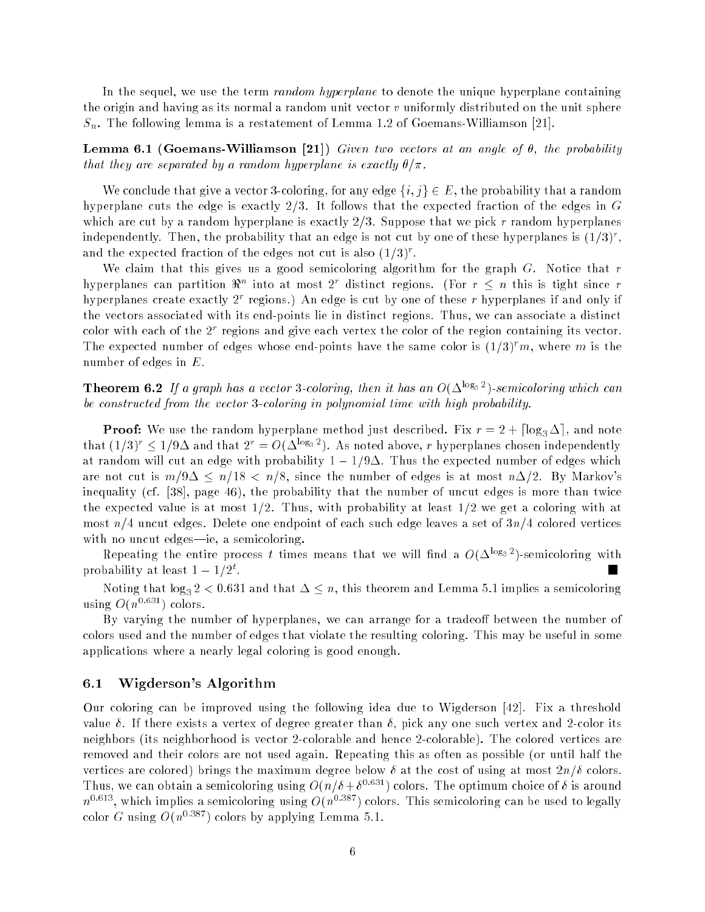In the sequel, we use the term *random hyperplane* to denote the unique hyperplane containing the origin and having as its normal a random unit vector $v$ uniformly distributed on the unit sphere $S_n$. The following lemma is a restatement of Lemma 1.2 of Goemans-Williamson [21].

**Lemma 6.1 (Goemans-Williamson [21])** *Given two vectors at an angle of $\theta$, the probability that they are separated by a random hyperplane is exactly $\theta/\pi$.*

We conclude that give a vector 3-coloring, for any edge $\{i, j\} \in E$, the probability that a random hyperplane cuts the edge is exactly $2/3$. It follows that the expected fraction of the edges in $G$ which are cut by a random hyperplane is exactly $2/3$. Suppose that we pick $r$ random hyperplanes independently. Then, the probability that an edge is not cut by one of these hyperplanes is $(1/3)^r$, and the expected fraction of the edges not cut is also $(1/3)^r$.

We claim that this gives us a good semicoloring algorithm for the graph $G$. Notice that $r$ hyperplanes can partition $\Re^n$ into at most $2^r$ distinct regions. (For $r \leq n$ this is tight since $r$ hyperplanes create exactly $2^r$ regions.) An edge is cut by one of these $r$ hyperplanes if and only if the vectors associated with its end-points lie in distinct regions. Thus, we can associate a distinct color with each of the $2^r$ regions and give each vertex the color of the region containing its vector. The expected number of edges whose end-points have the same color is $(1/3)^r m$, where $m$ is the number of edges in $E$.

**Theorem 6.2** *If a graph has a vector 3-coloring, then it has an $O(\Delta^{\log_3 2})$-semicoloring which can be constructed from the vector 3-coloring in polynomial time with high probability.*

**Proof:** We use the random hyperplane method just described. Fix $r = 2 + \lceil \log_3 \Delta \rceil$, and note that $(1/3)^r \leq 1/9\Delta$ and that $2^r = O(\Delta^{\log_3 2})$. As noted above, $r$ hyperplanes chosen independently at random will cut an edge with probability $1 - 1/9\Delta$. Thus the expected number of edges which are not cut is $m/9\Delta \leq n/18 < n/8$, since the number of edges is at most $n\Delta/2$. By Markov's inequality (cf. [38], page 46), the probability that the number of uncut edges is more than twice the expected value is at most $1/2$. Thus, with probability at least $1/2$ we get a coloring with at most $n/4$ uncut edges. Delete one endpoint of each such edge leaves a set of $3n/4$ colored vertices with no uncut edges—ie, a semicoloring.

Repeating the entire process $t$ times means that we will find a $O(\Delta^{\log_3 2})$-semicoloring with probability at least $1 - 1/2^t$. ∎

Noting that $\log_3 2 < 0.631$ and that $\Delta \leq n$, this theorem and Lemma 5.1 implies a semicoloring using $O(n^{0.631})$ colors.

By varying the number of hyperplanes, we can arrange for a tradeoff between the number of colors used and the number of edges that violate the resulting coloring. This may be useful in some applications where a nearly legal coloring is good enough.

## 6.1 Wigderson's Algorithm

Our coloring can be improved using the following idea due to Wigderson [42]. Fix a threshold value $\delta$. If there exists a vertex of degree greater than $\delta$, pick any one such vertex and 2-color its neighbors (its neighborhood is vector 2-colorable and hence 2-colorable). The colored vertices are removed and their colors are not used again. Repeating this as often as possible (or until half the vertices are colored) brings the maximum degree below $\delta$ at the cost of using at most $2n/\delta$ colors. Thus, we can obtain a semicoloring using $O(n/\delta + \delta^{0.631})$ colors. The optimum choice of $\delta$ is around $n^{0.613}$, which implies a semicoloring using $O(n^{0.387})$ colors. This semicoloring can be used to legally color $G$ using $O(n^{0.387})$ colors by applying Lemma 5.1.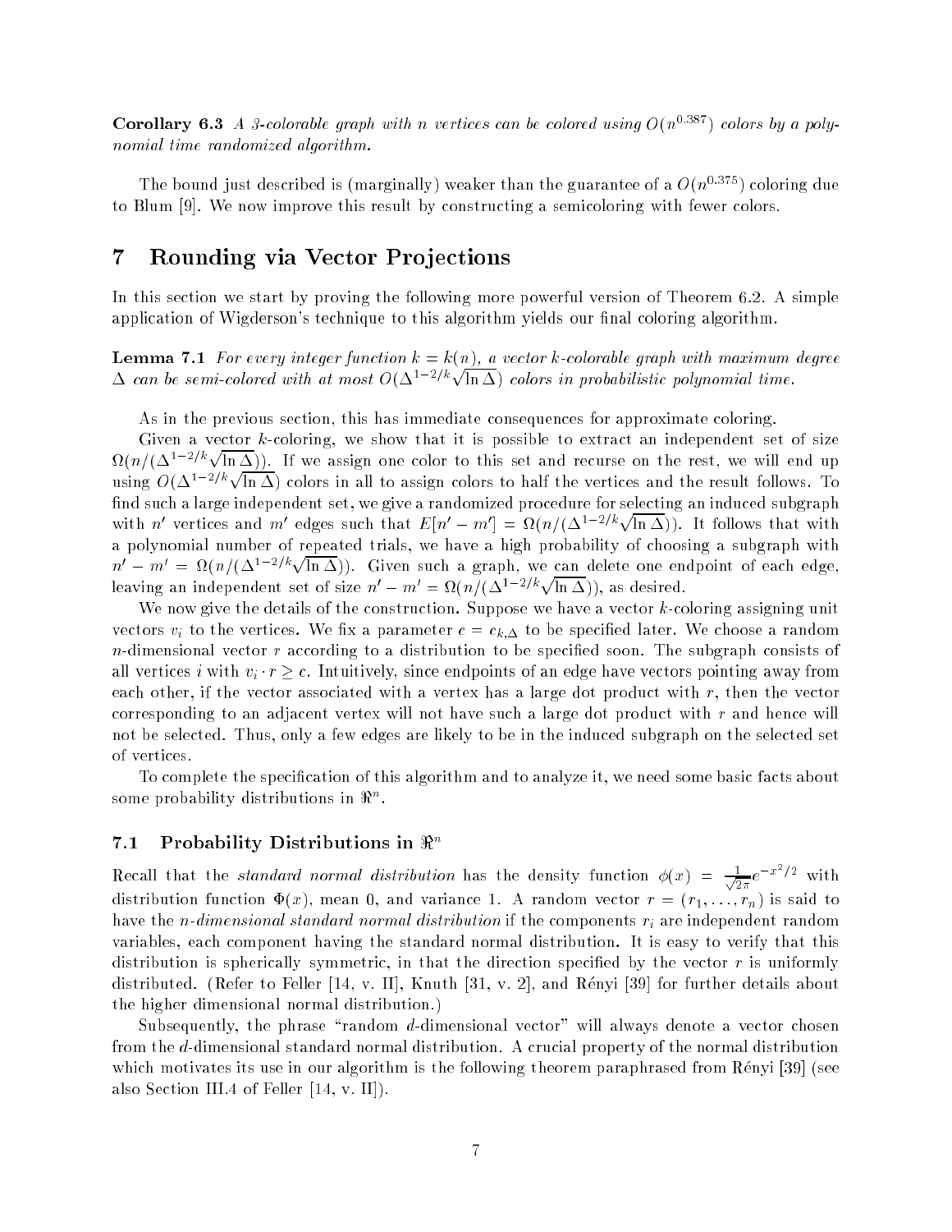**Corollary 6.3** *A 3-colorable graph with n vertices can be colored using $O(n^{0.387})$ colors by a polynomial time randomized algorithm.*

The bound just described is (marginally) weaker than the guarantee of a $O(n^{0.375})$ coloring due to Blum [9]. We now improve this result by constructing a semicoloring with fewer colors.

# 7 Rounding via Vector Projections

In this section we start by proving the following more powerful version of Theorem 6.2. A simple application of Wigderson's technique to this algorithm yields our final coloring algorithm.

**Lemma 7.1** *For every integer function $k = k(n)$, a vector k-colorable graph with maximum degree $\Delta$ can be semi-colored with at most $O(\Delta^{1-2/k}\sqrt{\ln \Delta})$ colors in probabilistic polynomial time.*

As in the previous section, this has immediate consequences for approximate coloring.

Given a vector $k$-coloring, we show that it is possible to extract an independent set of size $\Omega(n/(\Delta^{1-2/k}\sqrt{\ln \Delta}))$. If we assign one color to this set and recurse on the rest, we will end up using $O(\Delta^{1-2/k}\sqrt{\ln \Delta})$ colors in all to assign colors to half the vertices and the result follows. To find such a large independent set, we give a randomized procedure for selecting an induced subgraph with $n'$ vertices and $m'$ edges such that $E[n' - m'] = \Omega(n/(\Delta^{1-2/k}\sqrt{\ln \Delta}))$. It follows that with a polynomial number of repeated trials, we have a high probability of choosing a subgraph with $n' - m' = \Omega(n/(\Delta^{1-2/k}\sqrt{\ln \Delta}))$. Given such a graph, we can delete one endpoint of each edge, leaving an independent set of size $n' - m' = \Omega(n/(\Delta^{1-2/k}\sqrt{\ln \Delta}))$, as desired.

We now give the details of the construction. Suppose we have a vector $k$-coloring assigning unit vectors $v_i$ to the vertices. We fix a parameter $c = c_{k,\Delta}$ to be specified later. We choose a random $n$-dimensional vector $r$ according to a distribution to be specified soon. The subgraph consists of all vertices $i$ with $v_i \cdot r \geq c$. Intuitively, since endpoints of an edge have vectors pointing away from each other, if the vector associated with a vertex has a large dot product with $r$, then the vector corresponding to an adjacent vertex will not have such a large dot product with $r$ and hence will not be selected. Thus, only a few edges are likely to be in the induced subgraph on the selected set of vertices.

To complete the specification of this algorithm and to analyze it, we need some basic facts about some probability distributions in $\Re^n$.

## 7.1 Probability Distributions in $\Re^n$

Recall that the *standard normal distribution* has the density function $\phi(x) = \frac{1}{\sqrt{2\pi}}e^{-x^2/2}$ with distribution function $\Phi(x)$, mean 0, and variance 1. A random vector $r = (r_1, \ldots, r_n)$ is said to have the *n-dimensional standard normal distribution* if the components $r_i$ are independent random variables, each component having the standard normal distribution. It is easy to verify that this distribution is spherically symmetric, in that the direction specified by the vector $r$ is uniformly distributed. (Refer to Feller [14, v. II], Knuth [31, v. 2], and Rényi [39] for further details about the higher dimensional normal distribution.)

Subsequently, the phrase "random $d$-dimensional vector" will always denote a vector chosen from the $d$-dimensional standard normal distribution. A crucial property of the normal distribution which motivates its use in our algorithm is the following theorem paraphrased from Rényi [39] (see also Section III.4 of Feller [14, v. II]).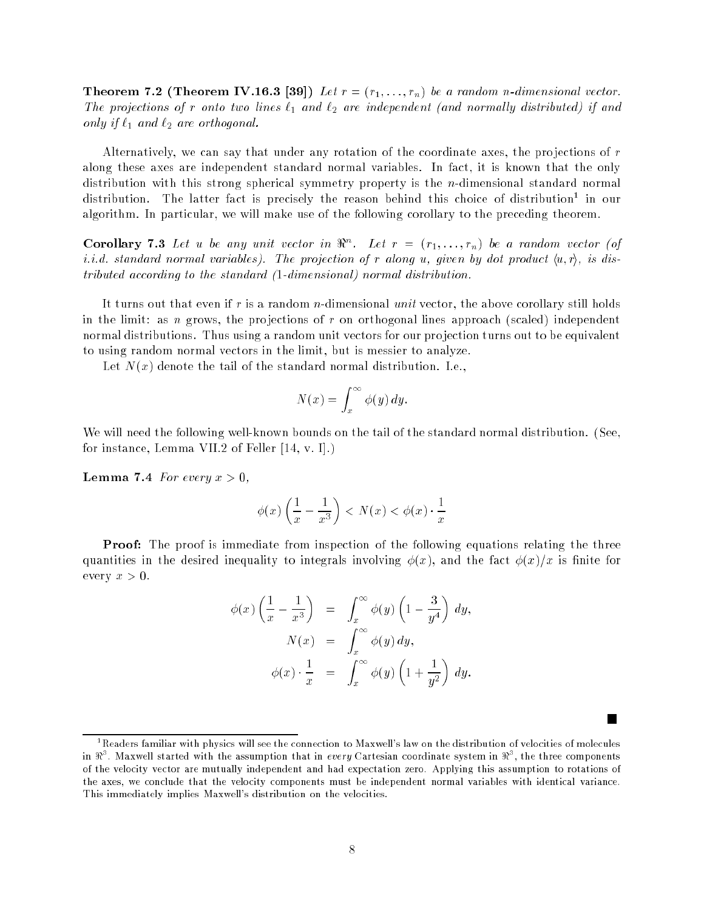**Theorem 7.2 (Theorem IV.16.3 [39])** *Let $r = (r_1, \ldots, r_n)$ be a random $n$-dimensional vector. The projections of $r$ onto two lines $\ell_1$ and $\ell_2$ are independent (and normally distributed) if and only if $\ell_1$ and $\ell_2$ are orthogonal.*

Alternatively, we can say that under any rotation of the coordinate axes, the projections of $r$ along these axes are independent standard normal variables. In fact, it is known that the only distribution with this strong spherical symmetry property is the $n$-dimensional standard normal distribution. The latter fact is precisely the reason behind this choice of distribution[1] in our algorithm. In particular, we will make use of the following corollary to the preceding theorem.

**Corollary 7.3** *Let $u$ be any unit vector in $\Re^n$. Let $r = (r_1, \ldots, r_n)$ be a random vector (of i.i.d. standard normal variables). The projection of $r$ along $u$, given by dot product $\langle u, r \rangle$, is distributed according to the standard (1-dimensional) normal distribution.*

It turns out that even if $r$ is a random $n$-dimensional *unit* vector, the above corollary still holds in the limit: as $n$ grows, the projections of $r$ on orthogonal lines approach (scaled) independent normal distributions. Thus using a random unit vectors for our projection turns out to be equivalent to using random normal vectors in the limit, but is messier to analyze.

Let $N(x)$ denote the tail of the standard normal distribution. I.e.,

$$N(x) = \int_x^\infty \phi(y)\, dy.$$

We will need the following well-known bounds on the tail of the standard normal distribution. (See, for instance, Lemma VII.2 of Feller [14, v. I].)

**Lemma 7.4** *For every $x > 0$,*

$$\phi(x)\left(\frac{1}{x} - \frac{1}{x^3}\right) < N(x) < \phi(x) \cdot \frac{1}{x}$$

**Proof:** The proof is immediate from inspection of the following equations relating the three quantities in the desired inequality to integrals involving $\phi(x)$, and the fact $\phi(x)/x$ is finite for every $x > 0$.

$$\begin{aligned}
\phi(x)\left(\frac{1}{x} - \frac{1}{x^3}\right) &= \int_x^\infty \phi(y)\left(1 - \frac{3}{y^4}\right) dy, \\
N(x) &= \int_x^\infty \phi(y)\, dy, \\
\phi(x) \cdot \frac{1}{x} &= \int_x^\infty \phi(y)\left(1 + \frac{1}{y^2}\right) dy.
\end{aligned}$$

■

[1] Readers familiar with physics will see the connection to Maxwell's law on the distribution of velocities of molecules in $\Re^3$. Maxwell started with the assumption that in *every* Cartesian coordinate system in $\Re^3$, the three components of the velocity vector are mutually independent and had expectation zero. Applying this assumption to rotations of the axes, we conclude that the velocity components must be independent normal variables with identical variance. This immediately implies Maxwell's distribution on the velocities.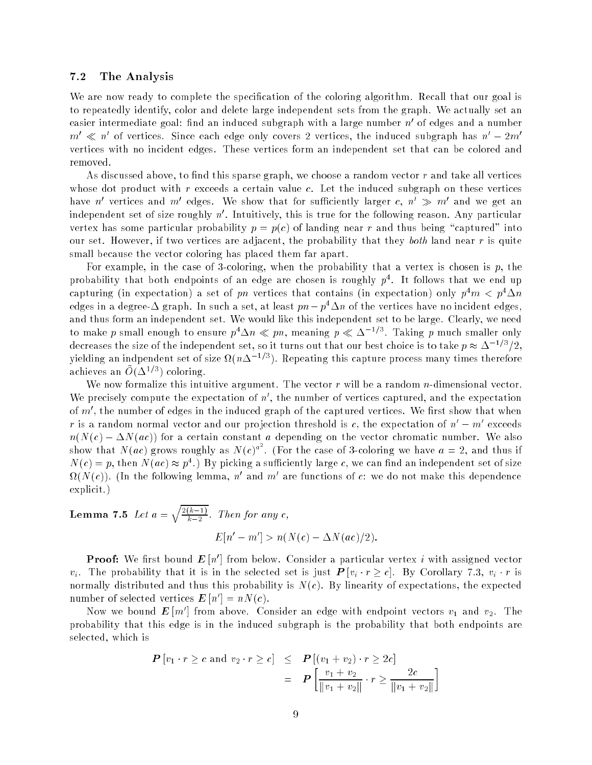### 7.2 The Analysis

We are now ready to complete the specification of the coloring algorithm. Recall that our goal is to repeatedly identify, color and delete large independent sets from the graph. We actually set an easier intermediate goal: find an induced subgraph with a large number $n'$ of edges and a number $m' \ll n'$ of vertices. Since each edge only covers 2 vertices, the induced subgraph has $n' - 2m'$ vertices with no incident edges. These vertices form an independent set that can be colored and removed.

As discussed above, to find this sparse graph, we choose a random vector $r$ and take all vertices whose dot product with $r$ exceeds a certain value $c$. Let the induced subgraph on these vertices have $n'$ vertices and $m'$ edges. We show that for sufficiently larger $c$, $n' \gg m'$ and we get an independent set of size roughly $n'$. Intuitively, this is true for the following reason. Any particular vertex has some particular probability $p = p(c)$ of landing near $r$ and thus being "captured" into our set. However, if two vertices are adjacent, the probability that they *both* land near $r$ is quite small because the vector coloring has placed them far apart.

For example, in the case of 3-coloring, when the probability that a vertex is chosen is $p$, the probability that both endpoints of an edge are chosen is roughly $p^4$. It follows that we end up capturing (in expectation) a set of $pn$ vertices that contains (in expectation) only $p^4 m < p^4 \Delta n$ edges in a degree-$\Delta$ graph. In such a set, at least $pn - p^4 \Delta n$ of the vertices have no incident edges, and thus form an independent set. We would like this independent set to be large. Clearly, we need to make $p$ small enough to ensure $p^4 \Delta n \ll pn$, meaning $p \ll \Delta^{-1/3}$. Taking $p$ much smaller only decreases the size of the independent set, so it turns out that our best choice is to take $p \approx \Delta^{-1/3}/2$, yielding an indpendent set of size $\Omega(n\Delta^{-1/3})$. Repeating this capture process many times therefore achieves an $\tilde{O}(\Delta^{1/3})$ coloring.

We now formalize this intuitive argument. The vector $r$ will be a random $n$-dimensional vector. We precisely compute the expectation of $n'$, the number of vertices captured, and the expectation of $m'$, the number of edges in the induced graph of the captured vertices. We first show that when $r$ is a random normal vector and our projection threshold is $c$, the expectation of $n' - m'$ exceeds $n(N(c) - \Delta N(ac))$ for a certain constant $a$ depending on the vector chromatic number. We also show that $N(ac)$ grows roughly as $N(c)^{a^2}$. (For the case of 3-coloring we have $a = 2$, and thus if $N(c) = p$, then $N(ac) \approx p^4$.) By picking a sufficiently large $c$, we can find an independent set of size $\Omega(N(c))$. (In the following lemma, $n'$ and $m'$ are functions of $c$: we do not make this dependence explicit.)

**Lemma 7.5** *Let* $a = \sqrt{\frac{2(k-1)}{k-2}}$. *Then for any* $c$,

$$E[n' - m'] > n(N(c) - \Delta N(ac)/2).$$

**Proof:** We first bound $\boldsymbol{E}[n']$ from below. Consider a particular vertex $i$ with assigned vector $v_i$. The probability that it is in the selected set is just $\boldsymbol{P}[v_i \cdot r \geq c]$. By Corollary 7.3, $v_i \cdot r$ is normally distributed and thus this probability is $N(c)$. By linearity of expectations, the expected number of selected vertices $\boldsymbol{E}[n'] = nN(c)$.

Now we bound $\boldsymbol{E}[m']$ from above. Consider an edge with endpoint vectors $v_1$ and $v_2$. The probability that this edge is in the induced subgraph is the probability that both endpoints are selected, which is

$$\begin{aligned}
\boldsymbol{P}[v_1 \cdot r \geq c \text{ and } v_2 \cdot r \geq c] &\leq \boldsymbol{P}[(v_1 + v_2) \cdot r \geq 2c] \\
&= \boldsymbol{P}\left[\frac{v_1 + v_2}{\|v_1 + v_2\|} \cdot r \geq \frac{2c}{\|v_1 + v_2\|}\right]
\end{aligned}$$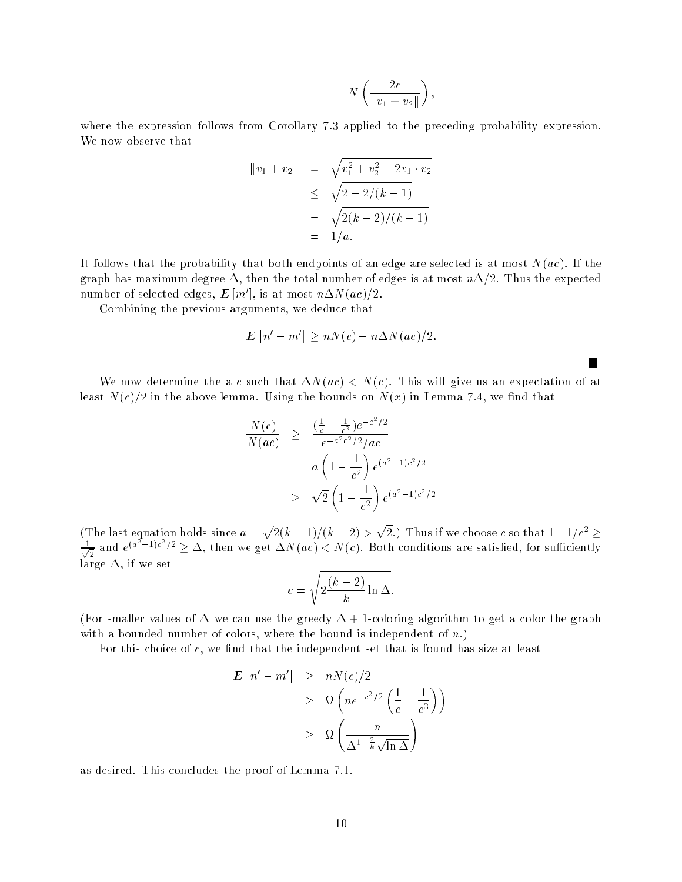$$= N\left(\frac{2c}{\|v_1 + v_2\|}\right),$$

where the expression follows from Corollary 7.3 applied to the preceding probability expression. We now observe that

$$\begin{aligned}
\|v_1 + v_2\| &= \sqrt{v_1^2 + v_2^2 + 2v_1 \cdot v_2} \\
&\leq \sqrt{2 - 2/(k-1)} \\
&= \sqrt{2(k-2)/(k-1)} \\
&= 1/a.
\end{aligned}$$

It follows that the probability that both endpoints of an edge are selected is at most $N(ac)$. If the graph has maximum degree $\Delta$, then the total number of edges is at most $n\Delta/2$. Thus the expected number of selected edges, $\boldsymbol{E}[m']$, is at most $n\Delta N(ac)/2$.

Combining the previous arguments, we deduce that

$$\boldsymbol{E}[n' - m'] \geq nN(c) - n\Delta N(ac)/2.$$

■

We now determine the a $c$ such that $\Delta N(ac) < N(c)$. This will give us an expectation of at least $N(c)/2$ in the above lemma. Using the bounds on $N(x)$ in Lemma 7.4, we find that

$$\begin{aligned}
\frac{N(c)}{N(ac)} &\geq \frac{(\frac{1}{c} - \frac{1}{c^3})e^{-c^2/2}}{e^{-a^2c^2/2}/ac} \\
&= a\left(1 - \frac{1}{c^2}\right)e^{(a^2-1)c^2/2} \\
&\geq \sqrt{2}\left(1 - \frac{1}{c^2}\right)e^{(a^2-1)c^2/2}
\end{aligned}$$

(The last equation holds since $a = \sqrt{2(k-1)/(k-2)} > \sqrt{2}$.) Thus if we choose $c$ so that $1 - 1/c^2 \geq \frac{1}{\sqrt{2}}$ and $e^{(a^2-1)c^2/2} \geq \Delta$, then we get $\Delta N(ac) < N(c)$. Both conditions are satisfied, for sufficiently large $\Delta$, if we set

$$c = \sqrt{2\frac{(k-2)}{k}\ln \Delta}.$$

(For smaller values of $\Delta$ we can use the greedy $\Delta + 1$-coloring algorithm to get a color the graph with a bounded number of colors, where the bound is independent of $n$.)

For this choice of $c$, we find that the independent set that is found has size at least

$$\begin{aligned}
\boldsymbol{E}[n' - m'] &\geq nN(c)/2 \\
&\geq \Omega\left(ne^{-c^2/2}\left(\frac{1}{c} - \frac{1}{c^3}\right)\right) \\
&\geq \Omega\left(\frac{n}{\Delta^{1-\frac{2}{k}}\sqrt{\ln \Delta}}\right)
\end{aligned}$$

as desired. This concludes the proof of Lemma 7.1.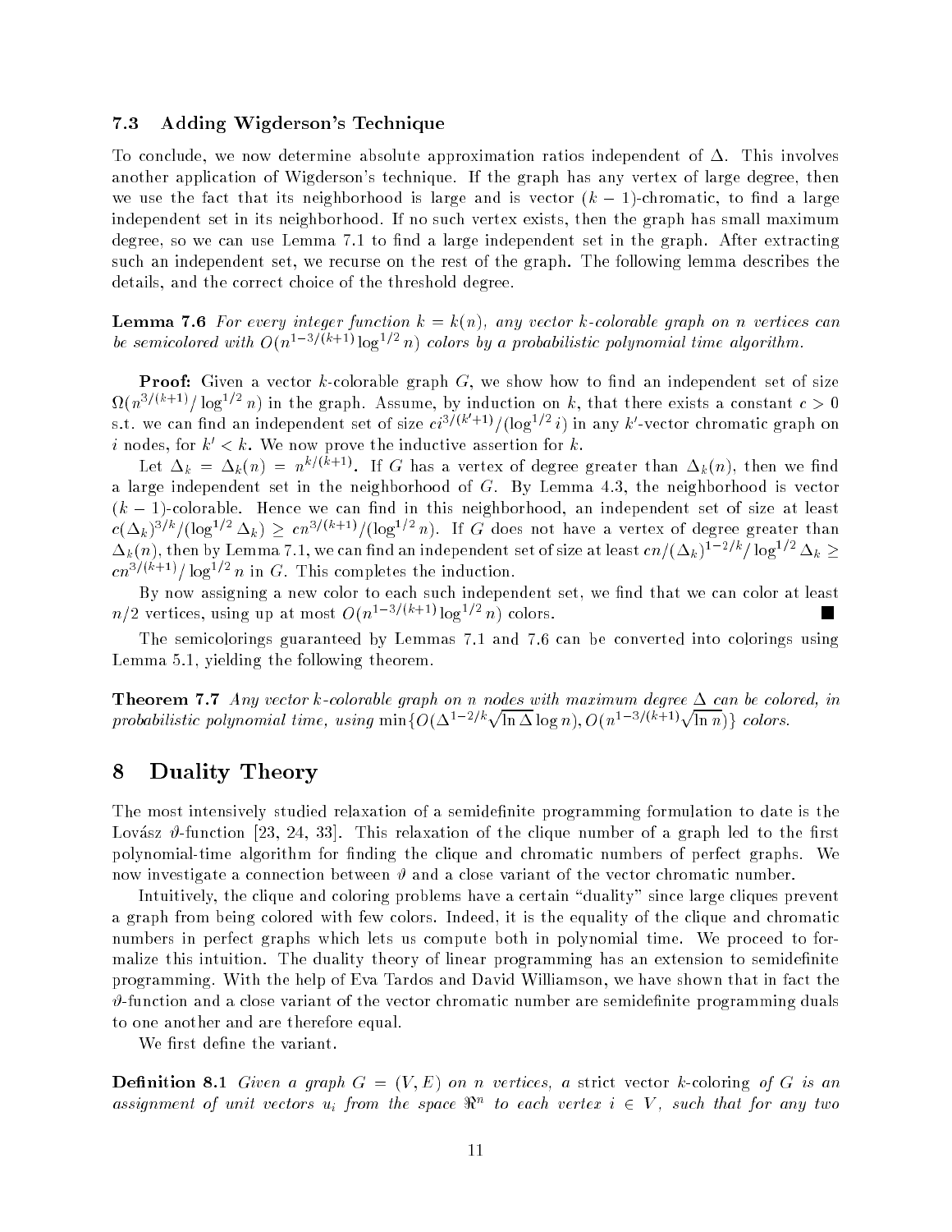### 7.3 Adding Wigderson's Technique

To conclude, we now determine absolute approximation ratios independent of $\Delta$. This involves another application of Wigderson's technique. If the graph has any vertex of large degree, then we use the fact that its neighborhood is large and is vector $(k-1)$-chromatic, to find a large independent set in its neighborhood. If no such vertex exists, then the graph has small maximum degree, so we can use Lemma 7.1 to find a large independent set in the graph. After extracting such an independent set, we recurse on the rest of the graph. The following lemma describes the details, and the correct choice of the threshold degree.

**Lemma 7.6** *For every integer function $k = k(n)$, any vector $k$-colorable graph on $n$ vertices can be semicolored with $O(n^{1-3/(k+1)} \log^{1/2} n)$ colors by a probabilistic polynomial time algorithm.*

**Proof:** Given a vector $k$-colorable graph $G$, we show how to find an independent set of size $\Omega(n^{3/(k+1)}/\log^{1/2} n)$ in the graph. Assume, by induction on $k$, that there exists a constant $c > 0$ s.t. we can find an independent set of size $ci^{3/(k'+1)}/(\log^{1/2} i)$ in any $k'$-vector chromatic graph on $i$ nodes, for $k' < k$. We now prove the inductive assertion for $k$.

Let $\Delta_k = \Delta_k(n) = n^{k/(k+1)}$. If $G$ has a vertex of degree greater than $\Delta_k(n)$, then we find a large independent set in the neighborhood of $G$. By Lemma 4.3, the neighborhood is vector $(k-1)$-colorable. Hence we can find in this neighborhood, an independent set of size at least $c(\Delta_k)^{3/k}/(\log^{1/2} \Delta_k) \geq cn^{3/(k+1)}/(\log^{1/2} n)$. If $G$ does not have a vertex of degree greater than $\Delta_k(n)$, then by Lemma 7.1, we can find an independent set of size at least $cn/(\Delta_k)^{1-2/k}/\log^{1/2} \Delta_k \geq cn^{3/(k+1)}/\log^{1/2} n$ in $G$. This completes the induction.

By now assigning a new color to each such independent set, we find that we can color at least $n/2$ vertices, using up at most $O(n^{1-3/(k+1)} \log^{1/2} n)$ colors. ∎

The semicolorings guaranteed by Lemmas 7.1 and 7.6 can be converted into colorings using Lemma 5.1, yielding the following theorem.

**Theorem 7.7** *Any vector $k$-colorable graph on $n$ nodes with maximum degree $\Delta$ can be colored, in probabilistic polynomial time, using $\min\{O(\Delta^{1-2/k}\sqrt{\ln \Delta} \log n), O(n^{1-3/(k+1)}\sqrt{\ln n})\}$ colors.*

## 8 Duality Theory

The most intensively studied relaxation of a semidefinite programming formulation to date is the Lovász $\vartheta$-function [23, 24, 33]. This relaxation of the clique number of a graph led to the first polynomial-time algorithm for finding the clique and chromatic numbers of perfect graphs. We now investigate a connection between $\vartheta$ and a close variant of the vector chromatic number.

Intuitively, the clique and coloring problems have a certain "duality" since large cliques prevent a graph from being colored with few colors. Indeed, it is the equality of the clique and chromatic numbers in perfect graphs which lets us compute both in polynomial time. We proceed to formalize this intuition. The duality theory of linear programming has an extension to semidefinite programming. With the help of Eva Tardos and David Williamson, we have shown that in fact the $\vartheta$-function and a close variant of the vector chromatic number are semidefinite programming duals to one another and are therefore equal.

We first define the variant.

**Definition 8.1** *Given a graph $G = (V, E)$ on $n$ vertices, a* strict vector $k$-coloring *of $G$ is an assignment of unit vectors $u_i$ from the space $\Re^n$ to each vertex $i \in V$, such that for any two*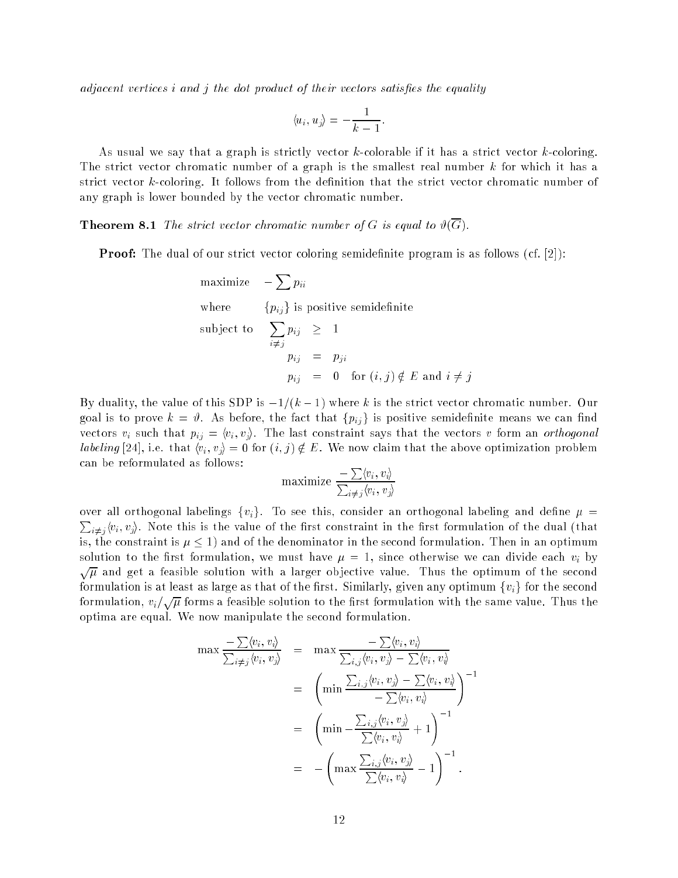*adjacent vertices $i$ and $j$ the dot product of their vectors satisfies the equality*

$$\langle u_i, u_j \rangle = -\frac{1}{k-1}.$$

As usual we say that a graph is strictly vector $k$-colorable if it has a strict vector $k$-coloring. The strict vector chromatic number of a graph is the smallest real number $k$ for which it has a strict vector $k$-coloring. It follows from the definition that the strict vector chromatic number of any graph is lower bounded by the vector chromatic number.

**Theorem 8.1** *The strict vector chromatic number of $G$ is equal to $\vartheta(\overline{G})$.*

**Proof:** The dual of our strict vector coloring semidefinite program is as follows (cf. [2]):

$$\begin{aligned}
\text{maximize} \quad & -\sum p_{ii} \\
\text{where} \quad & \{p_{ij}\} \text{ is positive semidefinite} \\
\text{subject to} \quad & \sum_{i \neq j} p_{ij} \;\geq\; 1 \\
& p_{ij} \;=\; p_{ji} \\
& p_{ij} \;=\; 0 \quad \text{for } (i,j) \notin E \text{ and } i \neq j
\end{aligned}$$

By duality, the value of this SDP is $-1/(k-1)$ where $k$ is the strict vector chromatic number. Our goal is to prove $k = \vartheta$. As before, the fact that $\{p_{ij}\}$ is positive semidefinite means we can find vectors $v_i$ such that $p_{ij} = \langle v_i, v_j \rangle$. The last constraint says that the vectors $v$ form an *orthogonal labeling* [24], i.e. that $\langle v_i, v_j \rangle = 0$ for $(i,j) \notin E$. We now claim that the above optimization problem can be reformulated as follows:

$$\text{maximize } \frac{-\sum \langle v_i, v_i \rangle}{\sum_{i \neq j} \langle v_i, v_j \rangle}$$

over all orthogonal labelings $\{v_i\}$. To see this, consider an orthogonal labeling and define $\mu = \sum_{i \neq j} \langle v_i, v_j \rangle$. Note this is the value of the first constraint in the first formulation of the dual (that is, the constraint is $\mu \leq 1$) and of the denominator in the second formulation. Then in an optimum solution to the first formulation, we must have $\mu = 1$, since otherwise we can divide each $v_i$ by $\sqrt{\mu}$ and get a feasible solution with a larger objective value. Thus the optimum of the second formulation is at least as large as that of the first. Similarly, given any optimum $\{v_i\}$ for the second formulation, $v_i/\sqrt{\mu}$ forms a feasible solution to the first formulation with the same value. Thus the optima are equal. We now manipulate the second formulation.

$$\begin{aligned}
\max \frac{-\sum \langle v_i, v_i \rangle}{\sum_{i \neq j} \langle v_i, v_j \rangle} &= \max \frac{-\sum \langle v_i, v_i \rangle}{\sum_{i,j} \langle v_i, v_j \rangle - \sum \langle v_i, v_i \rangle} \\
&= \left( \min \frac{\sum_{i,j} \langle v_i, v_j \rangle - \sum \langle v_i, v_i \rangle}{-\sum \langle v_i, v_i \rangle} \right)^{-1} \\
&= \left( \min - \frac{\sum_{i,j} \langle v_i, v_j \rangle}{\sum \langle v_i, v_i \rangle} + 1 \right)^{-1} \\
&= -\left( \max \frac{\sum_{i,j} \langle v_i, v_j \rangle}{\sum \langle v_i, v_i \rangle} - 1 \right)^{-1}.
\end{aligned}$$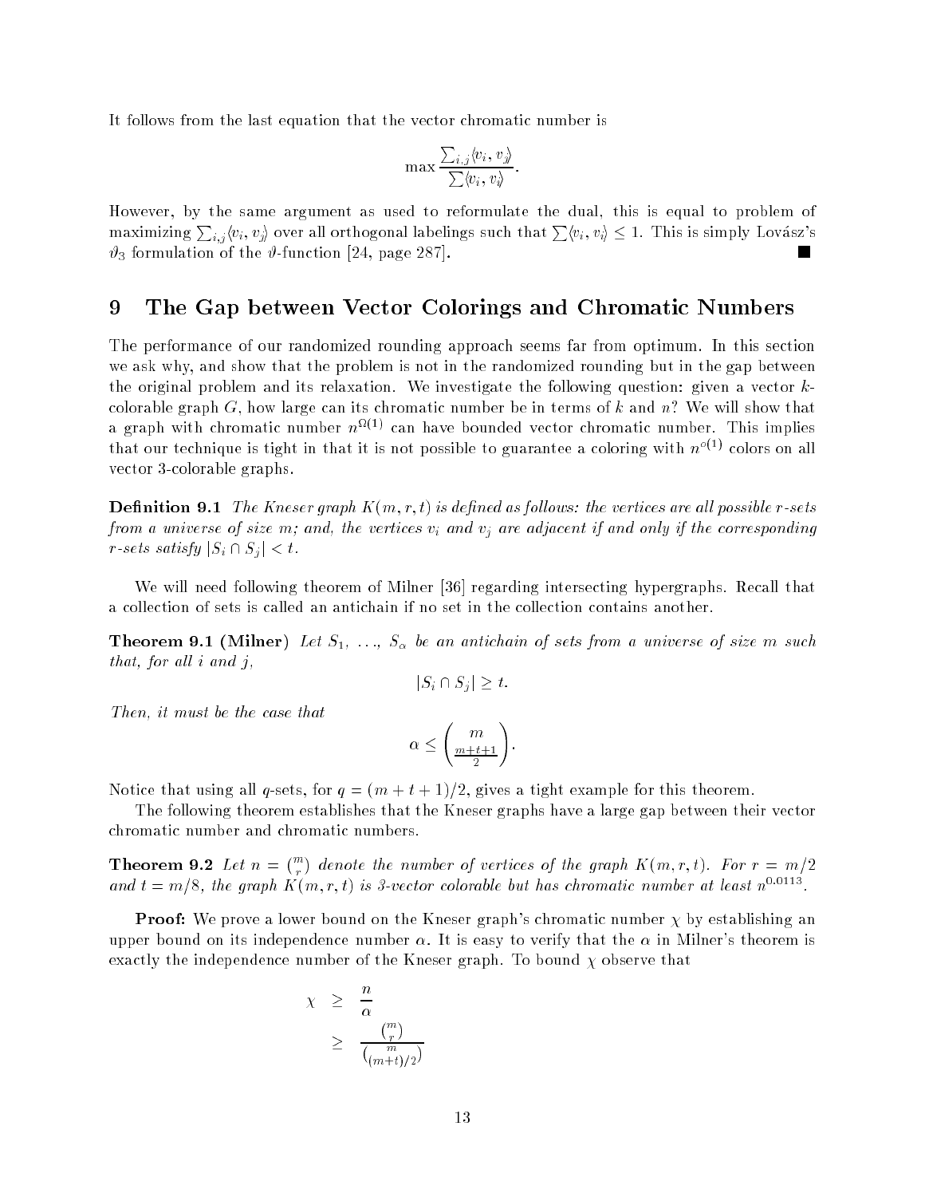It follows from the last equation that the vector chromatic number is

$$\max \frac{\sum_{i,j} \langle v_i, v_j \rangle}{\sum \langle v_i, v_i \rangle}.$$

However, by the same argument as used to reformulate the dual, this is equal to problem of maximizing $\sum_{i,j} \langle v_i, v_j \rangle$ over all orthogonal labelings such that $\sum \langle v_i, v_i \rangle \leq 1$. This is simply Lovász's $\vartheta_3$ formulation of the $\vartheta$-function [24, page 287]. ∎

# 9 The Gap between Vector Colorings and Chromatic Numbers

The performance of our randomized rounding approach seems far from optimum. In this section we ask why, and show that the problem is not in the randomized rounding but in the gap between the original problem and its relaxation. We investigate the following question: given a vector $k$-colorable graph $G$, how large can its chromatic number be in terms of $k$ and $n$? We will show that a graph with chromatic number $n^{\Omega(1)}$ can have bounded vector chromatic number. This implies that our technique is tight in that it is not possible to guarantee a coloring with $n^{o(1)}$ colors on all vector 3-colorable graphs.

**Definition 9.1** *The Kneser graph $K(m, r, t)$ is defined as follows: the vertices are all possible $r$-sets from a universe of size $m$; and, the vertices $v_i$ and $v_j$ are adjacent if and only if the corresponding $r$-sets satisfy $|S_i \cap S_j| < t$.*

We will need following theorem of Milner [36] regarding intersecting hypergraphs. Recall that a collection of sets is called an antichain if no set in the collection contains another.

**Theorem 9.1 (Milner)** *Let $S_1$, ..., $S_\alpha$ be an antichain of sets from a universe of size $m$ such that, for all $i$ and $j$,*

$$|S_i \cap S_j| \geq t.$$

*Then, it must be the case that*

$$\alpha \leq \binom{m}{\frac{m+t+1}{2}}.$$

Notice that using all $q$-sets, for $q = (m + t + 1)/2$, gives a tight example for this theorem.

The following theorem establishes that the Kneser graphs have a large gap between their vector chromatic number and chromatic numbers.

**Theorem 9.2** *Let $n = \binom{m}{r}$ denote the number of vertices of the graph $K(m, r, t)$. For $r = m/2$ and $t = m/8$, the graph $K(m, r, t)$ is 3-vector colorable but has chromatic number at least $n^{0.0113}$.*

**Proof:** We prove a lower bound on the Kneser graph's chromatic number $\chi$ by establishing an upper bound on its independence number $\alpha$. It is easy to verify that the $\alpha$ in Milner's theorem is exactly the independence number of the Kneser graph. To bound $\chi$ observe that

$$\begin{aligned}
\chi &\geq \frac{n}{\alpha} \\
&\geq \frac{\binom{m}{r}}{\binom{m}{(m+t)/2}}
\end{aligned}$$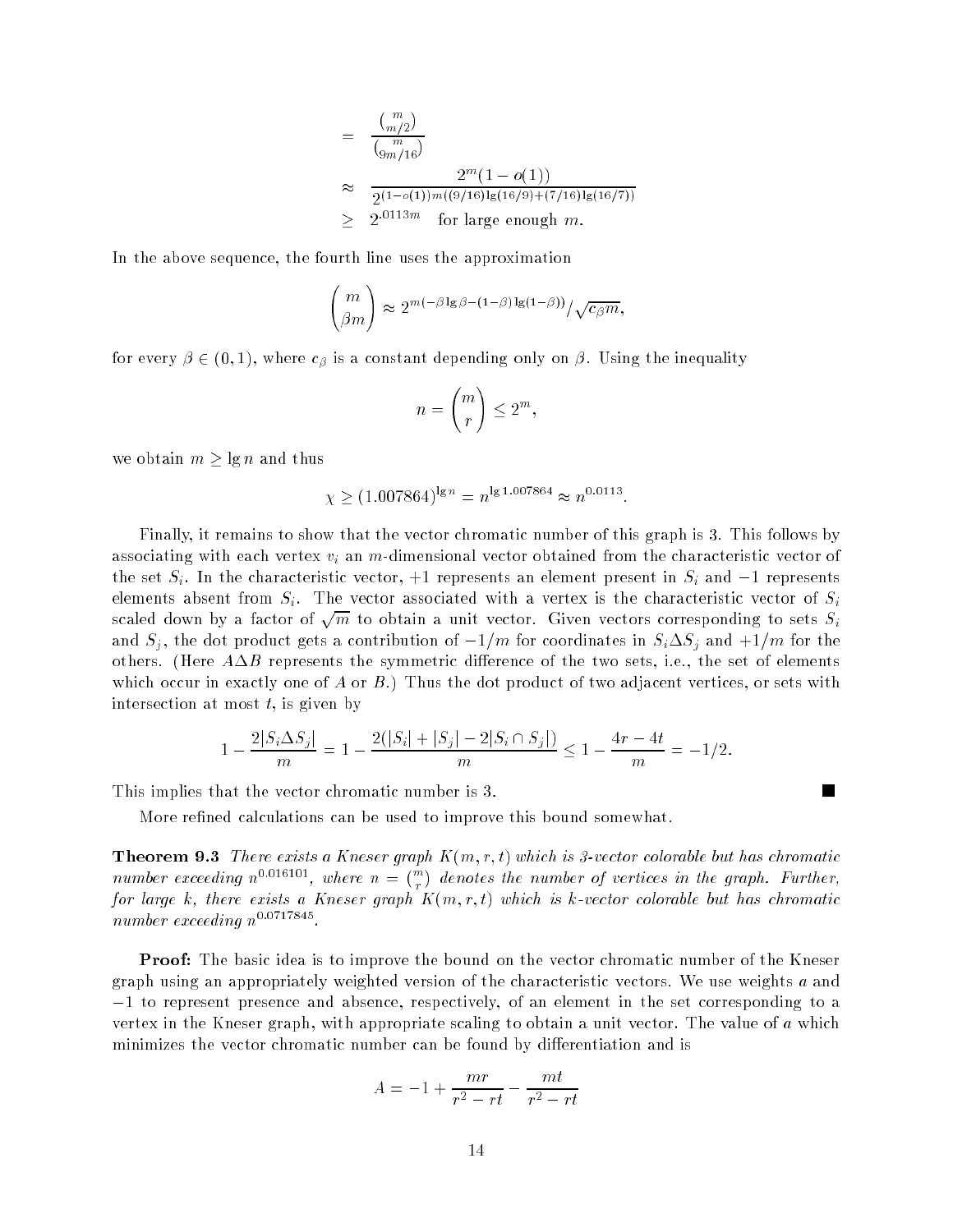$$
\begin{aligned}
&= \frac{\binom{m}{m/2}}{\binom{m}{9m/16}} \\
&\approx \frac{2^m(1-o(1))}{2^{(1-o(1))m((9/16)\lg(16/9)+(7/16)\lg(16/7))}} \\
&\geq 2^{.0113m} \quad \text{for large enough } m.
\end{aligned}
$$

In the above sequence, the fourth line uses the approximation

$$
\binom{m}{\beta m} \approx 2^{m(-\beta\lg\beta-(1-\beta)\lg(1-\beta))}/\sqrt{c_\beta m},
$$

for every $\beta \in (0,1)$, where $c_\beta$ is a constant depending only on $\beta$. Using the inequality

$$
n = \binom{m}{r} \leq 2^m,
$$

we obtain $m \geq \lg n$ and thus

$$
\chi \geq (1.007864)^{\lg n} = n^{\lg 1.007864} \approx n^{0.0113}.
$$

Finally, it remains to show that the vector chromatic number of this graph is 3. This follows by associating with each vertex $v_i$ an $m$-dimensional vector obtained from the characteristic vector of the set $S_i$. In the characteristic vector, $+1$ represents an element present in $S_i$ and $-1$ represents elements absent from $S_i$. The vector associated with a vertex is the characteristic vector of $S_i$ scaled down by a factor of $\sqrt{m}$ to obtain a unit vector. Given vectors corresponding to sets $S_i$ and $S_j$, the dot product gets a contribution of $-1/m$ for coordinates in $S_i \Delta S_j$ and $+1/m$ for the others. (Here $A\Delta B$ represents the symmetric difference of the two sets, i.e., the set of elements which occur in exactly one of $A$ or $B$.) Thus the dot product of two adjacent vertices, or sets with intersection at most $t$, is given by

$$
1 - \frac{2|S_i \Delta S_j|}{m} = 1 - \frac{2(|S_i| + |S_j| - 2|S_i \cap S_j|)}{m} \leq 1 - \frac{4r-4t}{m} = -1/2.
$$

This implies that the vector chromatic number is 3. ∎

More refined calculations can be used to improve this bound somewhat.

**Theorem 9.3** *There exists a Kneser graph $K(m,r,t)$ which is 3-vector colorable but has chromatic number exceeding $n^{0.016101}$, where $n = \binom{m}{r}$ denotes the number of vertices in the graph. Further, for large $k$, there exists a Kneser graph $K(m,r,t)$ which is $k$-vector colorable but has chromatic number exceeding $n^{0.0717845}$.*

**Proof:** The basic idea is to improve the bound on the vector chromatic number of the Kneser graph using an appropriately weighted version of the characteristic vectors. We use weights $a$ and $-1$ to represent presence and absence, respectively, of an element in the set corresponding to a vertex in the Kneser graph, with appropriate scaling to obtain a unit vector. The value of $a$ which minimizes the vector chromatic number can be found by differentiation and is

$$
A = -1 + \frac{mr}{r^2 - rt} - \frac{mt}{r^2 - rt}
$$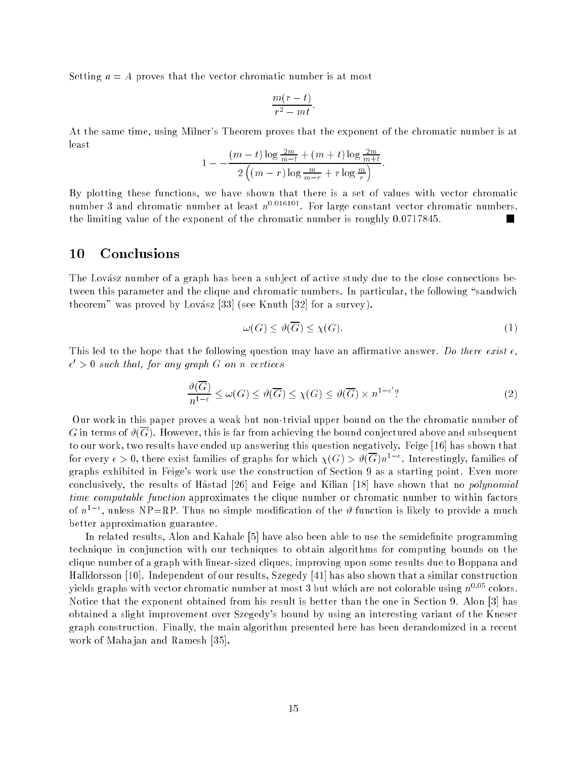Setting $a = A$ proves that the vector chromatic number is at most

$$\frac{m(r-t)}{r^2 - mt}.$$

At the same time, using Milner's Theorem proves that the exponent of the chromatic number is at least

$$1 - -\frac{(m-t)\log\frac{2m}{m-t} + (m+t)\log\frac{2m}{m+t}}{2\left((m-r)\log\frac{m}{m-r} + r\log\frac{m}{r}\right)}.$$

By plotting these functions, we have shown that there is a set of values with vector chromatic number 3 and chromatic number at least $n^{0.016101}$. For large constant vector chromatic numbers, the limiting value of the exponent of the chromatic number is roughly 0.0717845. ∎

## 10 Conclusions

The Lovász number of a graph has been a subject of active study due to the close connections between this parameter and the clique and chromatic numbers. In particular, the following "sandwich theorem" was proved by Lovász [33] (see Knuth [32] for a survey).

$$\omega(G) \leq \vartheta(\overline{G}) \leq \chi(G). \tag{1}$$

This led to the hope that the following question may have an affirmative answer. *Do there exist $\epsilon$, $\epsilon' > 0$ such that, for any graph $G$ on $n$ vertices*

$$\frac{\vartheta(\overline{G})}{n^{1-\epsilon}} \leq \omega(G) \leq \vartheta(\overline{G}) \leq \chi(G) \leq \vartheta(\overline{G}) \times n^{1-\epsilon'}? \tag{2}$$

Our work in this paper proves a weak but non-trivial upper bound on the the chromatic number of $G$ in terms of $\vartheta(\overline{G})$. However, this is far from achieving the bound conjectured above and subsequent to our work, two results have ended up answering this question negatively. Feige [16] has shown that for every $\epsilon > 0$, there exist families of graphs for which $\chi(G) > \vartheta(\overline{G})n^{1-\epsilon}$. Interestingly, families of graphs exhibited in Feige's work use the construction of Section 9 as a starting point. Even more conclusively, the results of Håstad [26] and Feige and Kilian [18] have shown that no *polynomial time computable function* approximates the clique number or chromatic number to within factors of $n^{1-\epsilon}$, unless NP=RP. Thus no simple modification of the $\vartheta$ function is likely to provide a much better approximation guarantee.

In related results, Alon and Kahale [5] have also been able to use the semidefinite programming technique in conjunction with our techniques to obtain algorithms for computing bounds on the clique number of a graph with linear-sized cliques, improving upon some results due to Boppana and Halldorsson [10]. Independent of our results, Szegedy [41] has also shown that a similar construction yields graphs with vector chromatic number at most 3 but which are not colorable using $n^{0.05}$ colors. Notice that the exponent obtained from his result is better than the one in Section 9. Alon [3] has obtained a slight improvement over Szegedy's bound by using an interesting variant of the Kneser graph construction. Finally, the main algorithm presented here has been derandomized in a recent work of Mahajan and Ramesh [35].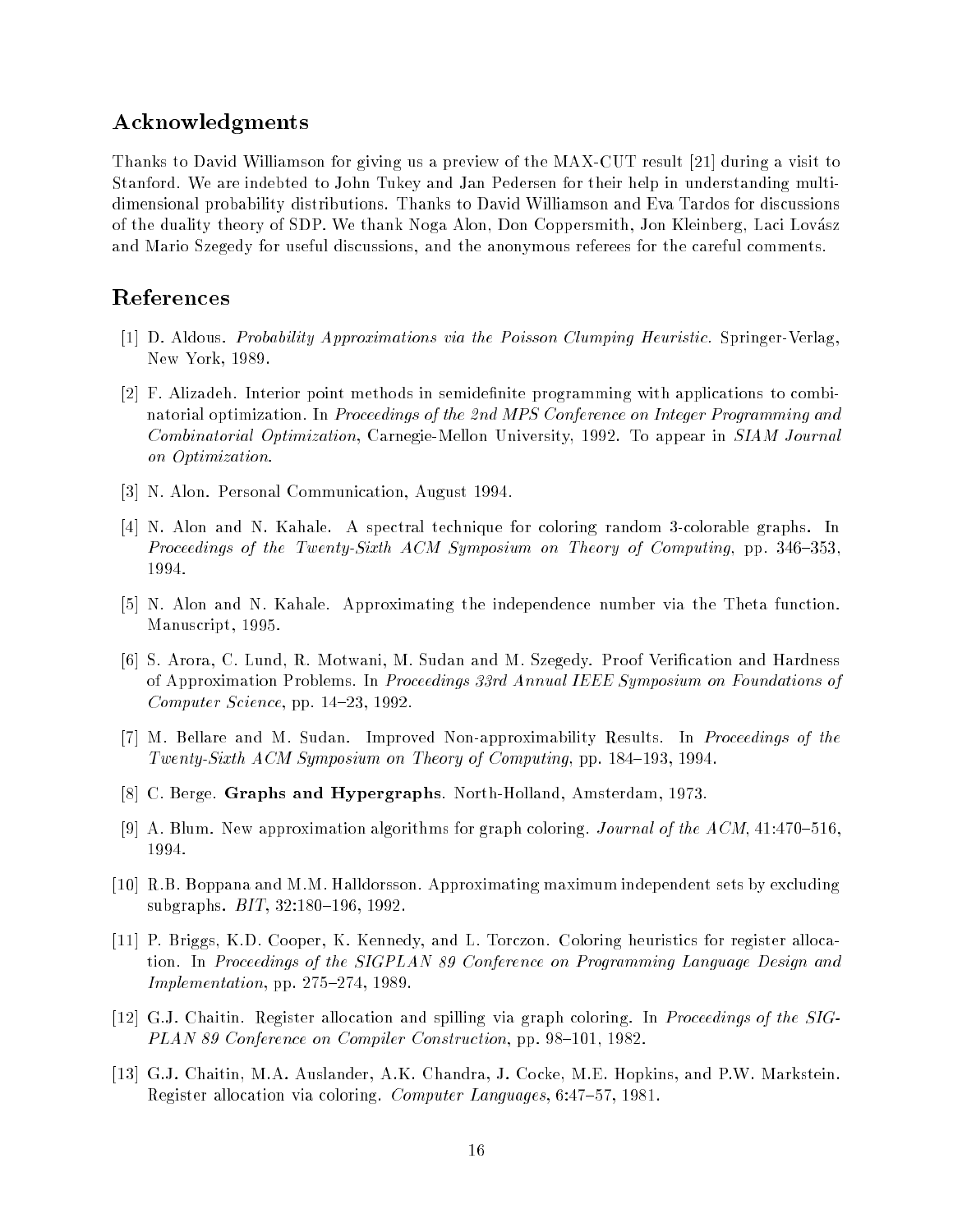## Acknowledgments

Thanks to David Williamson for giving us a preview of the MAX-CUT result [21] during a visit to Stanford. We are indebted to John Tukey and Jan Pedersen for their help in understanding multi-dimensional probability distributions. Thanks to David Williamson and Eva Tardos for discussions of the duality theory of SDP. We thank Noga Alon, Don Coppersmith, Jon Kleinberg, Laci Lovász and Mario Szegedy for useful discussions, and the anonymous referees for the careful comments.

## References

[1] D. Aldous. *Probability Approximations via the Poisson Clumping Heuristic.* Springer-Verlag, New York, 1989.

[2] F. Alizadeh. Interior point methods in semidefinite programming with applications to combinatorial optimization. In *Proceedings of the 2nd MPS Conference on Integer Programming and Combinatorial Optimization*, Carnegie-Mellon University, 1992. To appear in *SIAM Journal on Optimization*.

[3] N. Alon. Personal Communication, August 1994.

[4] N. Alon and N. Kahale. A spectral technique for coloring random 3-colorable graphs. In *Proceedings of the Twenty-Sixth ACM Symposium on Theory of Computing*, pp. 346–353, 1994.

[5] N. Alon and N. Kahale. Approximating the independence number via the Theta function. Manuscript, 1995.

[6] S. Arora, C. Lund, R. Motwani, M. Sudan and M. Szegedy. Proof Verification and Hardness of Approximation Problems. In *Proceedings 33rd Annual IEEE Symposium on Foundations of Computer Science*, pp. 14–23, 1992.

[7] M. Bellare and M. Sudan. Improved Non-approximability Results. In *Proceedings of the Twenty-Sixth ACM Symposium on Theory of Computing*, pp. 184–193, 1994.

[8] C. Berge. **Graphs and Hypergraphs**. North-Holland, Amsterdam, 1973.

[9] A. Blum. New approximation algorithms for graph coloring. *Journal of the ACM*, 41:470–516, 1994.

[10] R.B. Boppana and M.M. Halldorsson. Approximating maximum independent sets by excluding subgraphs. *BIT*, 32:180–196, 1992.

[11] P. Briggs, K.D. Cooper, K. Kennedy, and L. Torczon. Coloring heuristics for register allocation. In *Proceedings of the SIGPLAN 89 Conference on Programming Language Design and Implementation*, pp. 275–274, 1989.

[12] G.J. Chaitin. Register allocation and spilling via graph coloring. In *Proceedings of the SIGPLAN 89 Conference on Compiler Construction*, pp. 98–101, 1982.

[13] G.J. Chaitin, M.A. Auslander, A.K. Chandra, J. Cocke, M.E. Hopkins, and P.W. Markstein. Register allocation via coloring. *Computer Languages*, 6:47–57, 1981.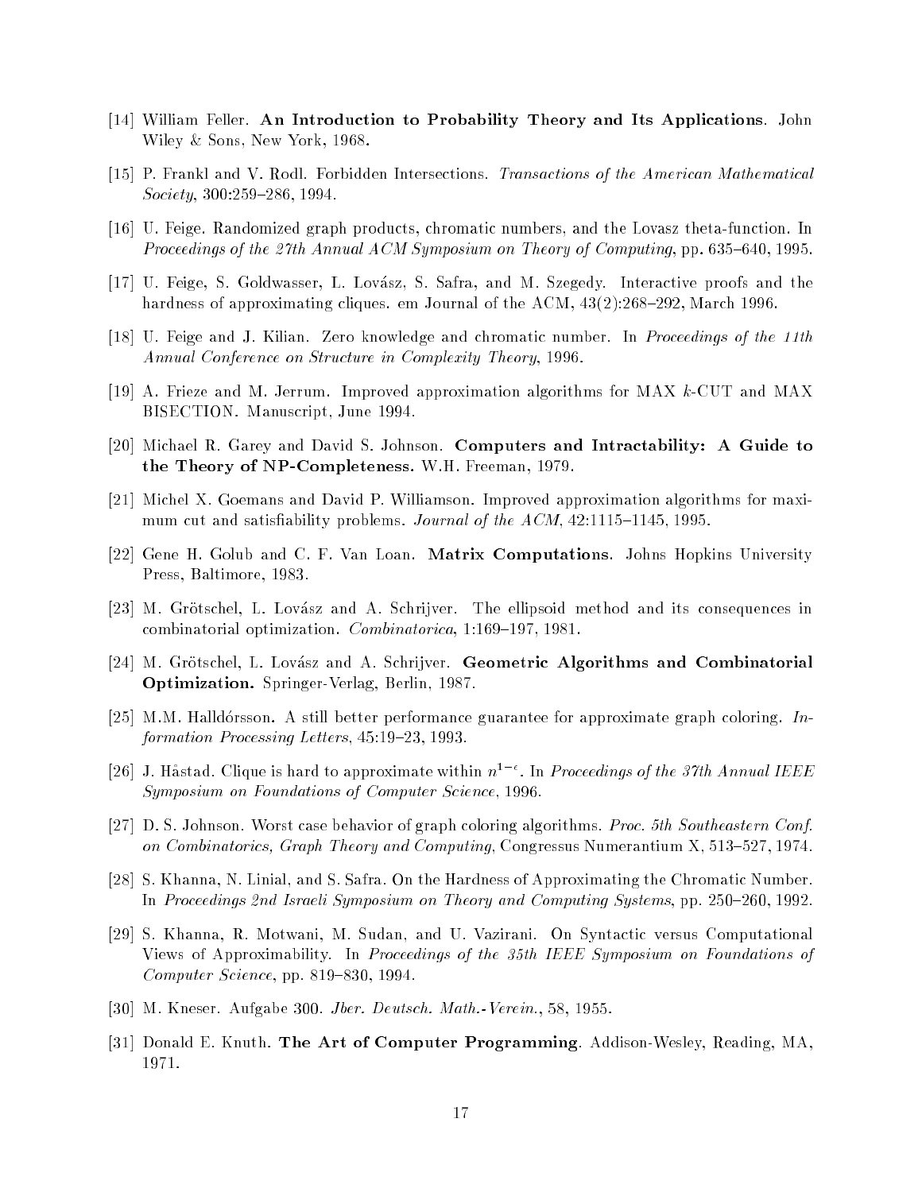[14] William Feller. **An Introduction to Probability Theory and Its Applications**. John Wiley & Sons, New York, 1968.

[15] P. Frankl and V. Rodl. Forbidden Intersections. *Transactions of the American Mathematical Society*, 300:259–286, 1994.

[16] U. Feige. Randomized graph products, chromatic numbers, and the Lovasz theta-function. In *Proceedings of the 27th Annual ACM Symposium on Theory of Computing*, pp. 635–640, 1995.

[17] U. Feige, S. Goldwasser, L. Lovász, S. Safra, and M. Szegedy. Interactive proofs and the hardness of approximating cliques. em Journal of the ACM, 43(2):268–292, March 1996.

[18] U. Feige and J. Kilian. Zero knowledge and chromatic number. In *Proceedings of the 11th Annual Conference on Structure in Complexity Theory*, 1996.

[19] A. Frieze and M. Jerrum. Improved approximation algorithms for MAX $k$-CUT and MAX BISECTION. Manuscript, June 1994.

[20] Michael R. Garey and David S. Johnson. **Computers and Intractability: A Guide to the Theory of NP-Completeness.** W.H. Freeman, 1979.

[21] Michel X. Goemans and David P. Williamson. Improved approximation algorithms for maximum cut and satisfiability problems. *Journal of the ACM*, 42:1115–1145, 1995.

[22] Gene H. Golub and C. F. Van Loan. **Matrix Computations**. Johns Hopkins University Press, Baltimore, 1983.

[23] M. Grötschel, L. Lovász and A. Schrijver. The ellipsoid method and its consequences in combinatorial optimization. *Combinatorica*, 1:169–197, 1981.

[24] M. Grötschel, L. Lovász and A. Schrijver. **Geometric Algorithms and Combinatorial Optimization.** Springer-Verlag, Berlin, 1987.

[25] M.M. Halldórsson. A still better performance guarantee for approximate graph coloring. *Information Processing Letters*, 45:19–23, 1993.

[26] J. Håstad. Clique is hard to approximate within $n^{1-\epsilon}$. In *Proceedings of the 37th Annual IEEE Symposium on Foundations of Computer Science*, 1996.

[27] D. S. Johnson. Worst case behavior of graph coloring algorithms. *Proc. 5th Southeastern Conf. on Combinatorics, Graph Theory and Computing*, Congressus Numerantium X, 513–527, 1974.

[28] S. Khanna, N. Linial, and S. Safra. On the Hardness of Approximating the Chromatic Number. In *Proceedings 2nd Israeli Symposium on Theory and Computing Systems*, pp. 250–260, 1992.

[29] S. Khanna, R. Motwani, M. Sudan, and U. Vazirani. On Syntactic versus Computational Views of Approximability. In *Proceedings of the 35th IEEE Symposium on Foundations of Computer Science*, pp. 819–830, 1994.

[30] M. Kneser. Aufgabe 300. *Jber. Deutsch. Math.-Verein.*, 58, 1955.

[31] Donald E. Knuth. **The Art of Computer Programming**. Addison-Wesley, Reading, MA, 1971.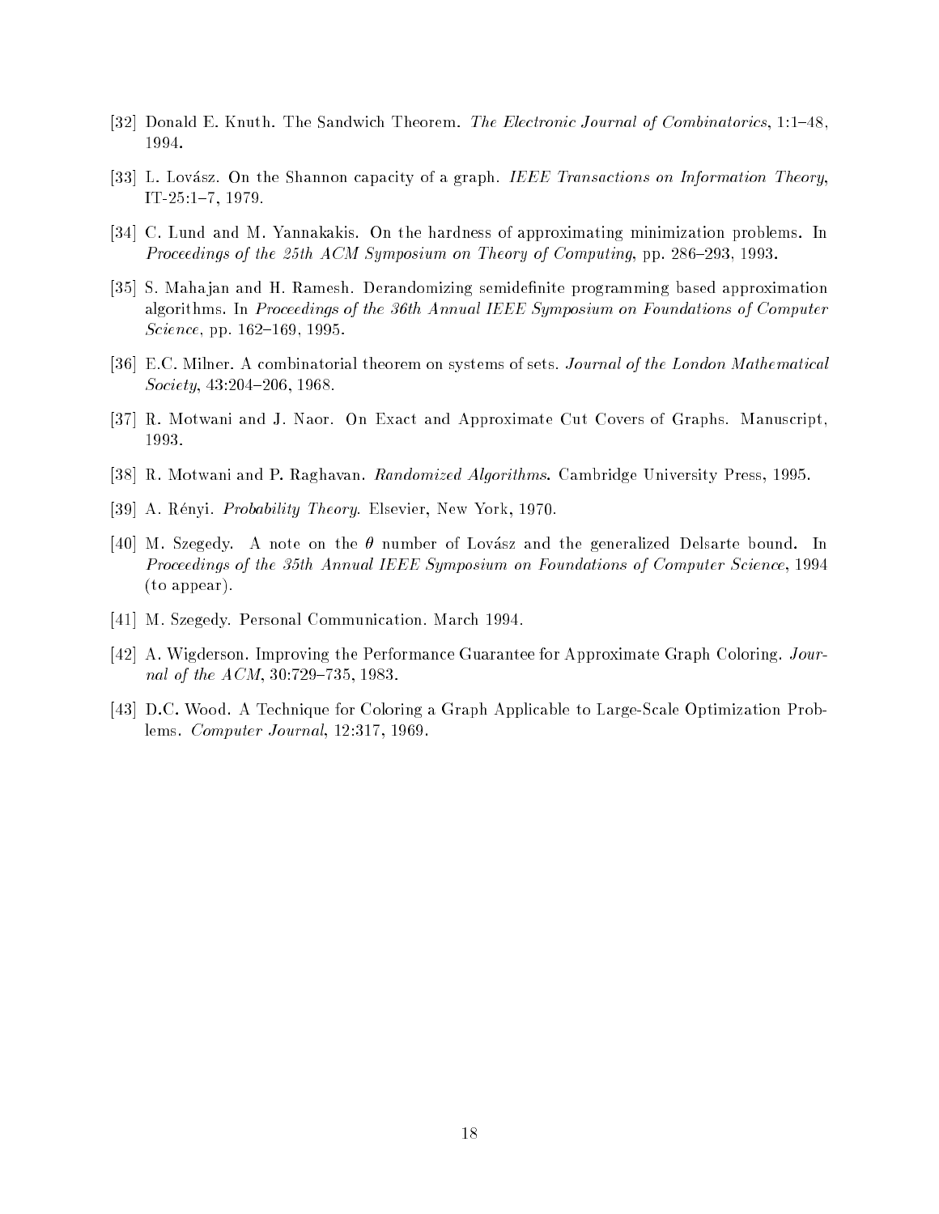[32] Donald E. Knuth. The Sandwich Theorem. *The Electronic Journal of Combinatorics*, 1:1–48, 1994.

[33] L. Lovász. On the Shannon capacity of a graph. *IEEE Transactions on Information Theory*, IT-25:1–7, 1979.

[34] C. Lund and M. Yannakakis. On the hardness of approximating minimization problems. In *Proceedings of the 25th ACM Symposium on Theory of Computing*, pp. 286–293, 1993.

[35] S. Mahajan and H. Ramesh. Derandomizing semidefinite programming based approximation algorithms. In *Proceedings of the 36th Annual IEEE Symposium on Foundations of Computer Science*, pp. 162–169, 1995.

[36] E.C. Milner. A combinatorial theorem on systems of sets. *Journal of the London Mathematical Society*, 43:204–206, 1968.

[37] R. Motwani and J. Naor. On Exact and Approximate Cut Covers of Graphs. Manuscript, 1993.

[38] R. Motwani and P. Raghavan. *Randomized Algorithms*. Cambridge University Press, 1995.

[39] A. Rényi. *Probability Theory*. Elsevier, New York, 1970.

[40] M. Szegedy. A note on the $\theta$ number of Lovász and the generalized Delsarte bound. In *Proceedings of the 35th Annual IEEE Symposium on Foundations of Computer Science*, 1994 (to appear).

[41] M. Szegedy. Personal Communication. March 1994.

[42] A. Wigderson. Improving the Performance Guarantee for Approximate Graph Coloring. *Journal of the ACM*, 30:729–735, 1983.

[43] D.C. Wood. A Technique for Coloring a Graph Applicable to Large-Scale Optimization Problems. *Computer Journal*, 12:317, 1969.